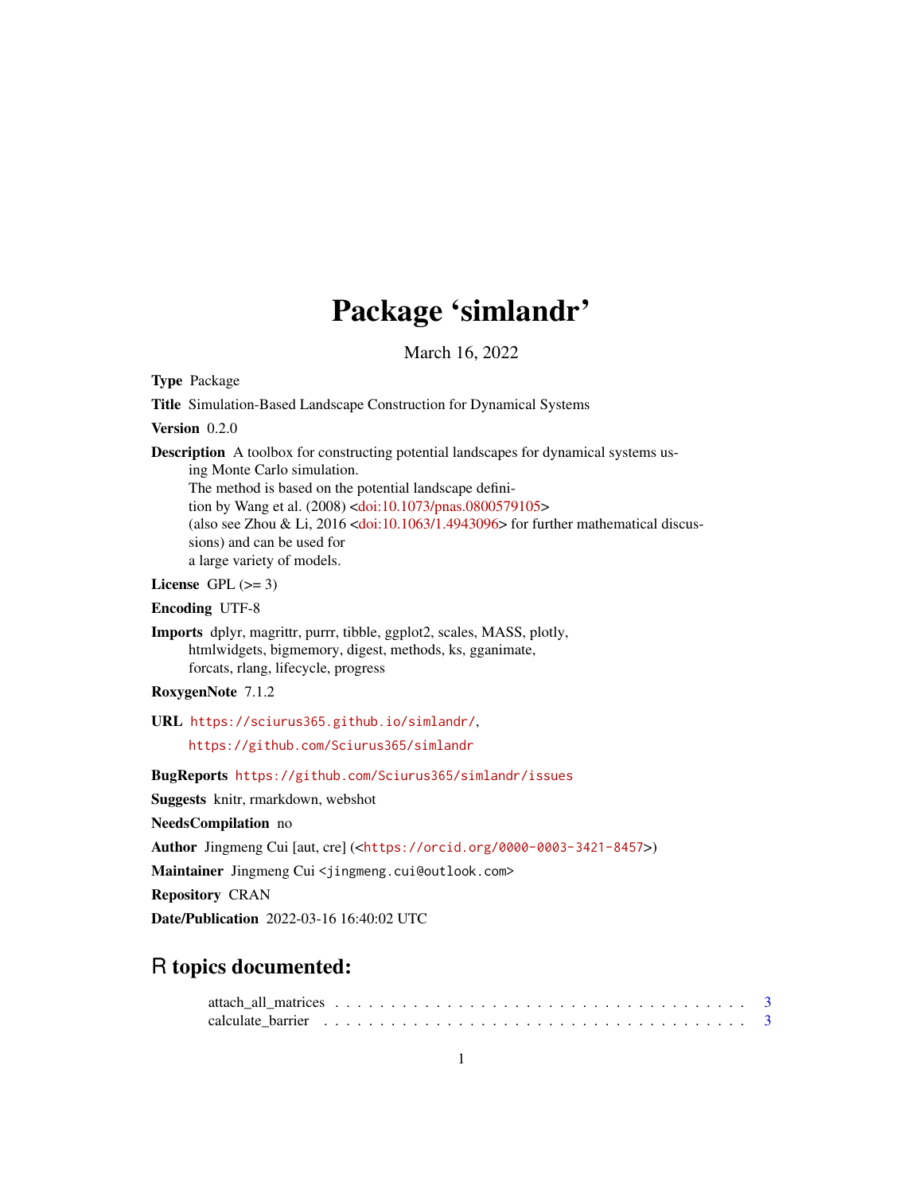# Package 'simlandr'

March 16, 2022

**Type** Package

**Title** Simulation-Based Landscape Construction for Dynamical Systems

**Version** 0.2.0

**Description** A toolbox for constructing potential landscapes for dynamical systems using Monte Carlo simulation.
The method is based on the potential landscape definition by Wang et al. (2008) <doi:10.1073/pnas.0800579105>
(also see Zhou & Li, 2016 <doi:10.1063/1.4943096> for further mathematical discussions) and can be used for
a large variety of models.

**License** GPL (>= 3)

**Encoding** UTF-8

**Imports** dplyr, magrittr, purrr, tibble, ggplot2, scales, MASS, plotly, htmlwidgets, bigmemory, digest, methods, ks, gganimate, forcats, rlang, lifecycle, progress

**RoxygenNote** 7.1.2

**URL** https://sciurus365.github.io/simlandr/, https://github.com/Sciurus365/simlandr

**BugReports** https://github.com/Sciurus365/simlandr/issues

**Suggests** knitr, rmarkdown, webshot

**NeedsCompilation** no

**Author** Jingmeng Cui [aut, cre] (<https://orcid.org/0000-0003-3421-8457>)

**Maintainer** Jingmeng Cui <jingmeng.cui@outlook.com>

**Repository** CRAN

**Date/Publication** 2022-03-16 16:40:02 UTC

## R topics documented:

attach_all_matrices . . . . . . . . . . . . . . . . . . . . . . . . . . . . . . . . . . 3
calculate_barrier . . . . . . . . . . . . . . . . . . . . . . . . . . . . . . . . . . . . 3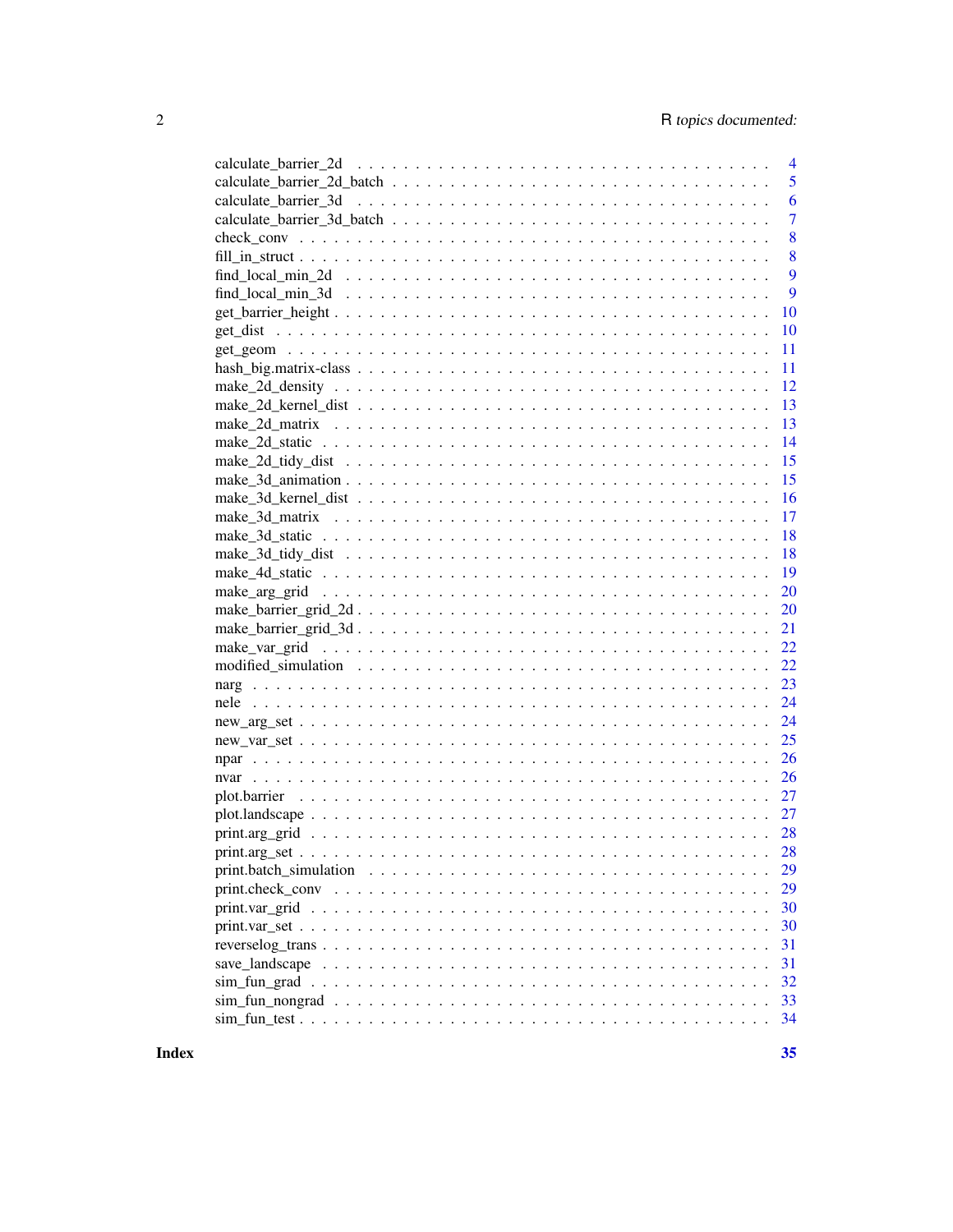calculate_barrier_2d . . . . . . . . . . . . . . . . . . . . . . . . . . . . . . . . . . 4
calculate_barrier_2d_batch . . . . . . . . . . . . . . . . . . . . . . . . . . . . . . . 5
calculate_barrier_3d . . . . . . . . . . . . . . . . . . . . . . . . . . . . . . . . . . 6
calculate_barrier_3d_batch . . . . . . . . . . . . . . . . . . . . . . . . . . . . . . . 7
check_conv . . . . . . . . . . . . . . . . . . . . . . . . . . . . . . . . . . . . . . 8
fill_in_struct . . . . . . . . . . . . . . . . . . . . . . . . . . . . . . . . . . . . . 8
find_local_min_2d . . . . . . . . . . . . . . . . . . . . . . . . . . . . . . . . . . . 9
find_local_min_3d . . . . . . . . . . . . . . . . . . . . . . . . . . . . . . . . . . . 9
get_barrier_height . . . . . . . . . . . . . . . . . . . . . . . . . . . . . . . . . . 10
get_dist . . . . . . . . . . . . . . . . . . . . . . . . . . . . . . . . . . . . . . . 10
get_geom . . . . . . . . . . . . . . . . . . . . . . . . . . . . . . . . . . . . . . . 11
hash_big.matrix-class . . . . . . . . . . . . . . . . . . . . . . . . . . . . . . . . . 11
make_2d_density . . . . . . . . . . . . . . . . . . . . . . . . . . . . . . . . . . . 12
make_2d_kernel_dist . . . . . . . . . . . . . . . . . . . . . . . . . . . . . . . . . 13
make_2d_matrix . . . . . . . . . . . . . . . . . . . . . . . . . . . . . . . . . . . . 13
make_2d_static . . . . . . . . . . . . . . . . . . . . . . . . . . . . . . . . . . . . 14
make_2d_tidy_dist . . . . . . . . . . . . . . . . . . . . . . . . . . . . . . . . . . 15
make_3d_animation . . . . . . . . . . . . . . . . . . . . . . . . . . . . . . . . . . 15
make_3d_kernel_dist . . . . . . . . . . . . . . . . . . . . . . . . . . . . . . . . . 16
make_3d_matrix . . . . . . . . . . . . . . . . . . . . . . . . . . . . . . . . . . . . 17
make_3d_static . . . . . . . . . . . . . . . . . . . . . . . . . . . . . . . . . . . . 18
make_3d_tidy_dist . . . . . . . . . . . . . . . . . . . . . . . . . . . . . . . . . . 18
make_4d_static . . . . . . . . . . . . . . . . . . . . . . . . . . . . . . . . . . . . 19
make_arg_grid . . . . . . . . . . . . . . . . . . . . . . . . . . . . . . . . . . . . 20
make_barrier_grid_2d . . . . . . . . . . . . . . . . . . . . . . . . . . . . . . . . . 20
make_barrier_grid_3d . . . . . . . . . . . . . . . . . . . . . . . . . . . . . . . . . 21
make_var_grid . . . . . . . . . . . . . . . . . . . . . . . . . . . . . . . . . . . . 22
modified_simulation . . . . . . . . . . . . . . . . . . . . . . . . . . . . . . . . . 22
narg . . . . . . . . . . . . . . . . . . . . . . . . . . . . . . . . . . . . . . . . . 23
nele . . . . . . . . . . . . . . . . . . . . . . . . . . . . . . . . . . . . . . . . . 24
new_arg_set . . . . . . . . . . . . . . . . . . . . . . . . . . . . . . . . . . . . . 24
new_var_set . . . . . . . . . . . . . . . . . . . . . . . . . . . . . . . . . . . . . 25
npar . . . . . . . . . . . . . . . . . . . . . . . . . . . . . . . . . . . . . . . . . 26
nvar . . . . . . . . . . . . . . . . . . . . . . . . . . . . . . . . . . . . . . . . . 26
plot.barrier . . . . . . . . . . . . . . . . . . . . . . . . . . . . . . . . . . . . . 27
plot.landscape . . . . . . . . . . . . . . . . . . . . . . . . . . . . . . . . . . . . 27
print.arg_grid . . . . . . . . . . . . . . . . . . . . . . . . . . . . . . . . . . . . 28
print.arg_set . . . . . . . . . . . . . . . . . . . . . . . . . . . . . . . . . . . . . 28
print.batch_simulation . . . . . . . . . . . . . . . . . . . . . . . . . . . . . . . . 29
print.check_conv . . . . . . . . . . . . . . . . . . . . . . . . . . . . . . . . . . . 29
print.var_grid . . . . . . . . . . . . . . . . . . . . . . . . . . . . . . . . . . . . 30
print.var_set . . . . . . . . . . . . . . . . . . . . . . . . . . . . . . . . . . . . . 30
reverselog_trans . . . . . . . . . . . . . . . . . . . . . . . . . . . . . . . . . . . 31
save_landscape . . . . . . . . . . . . . . . . . . . . . . . . . . . . . . . . . . . . 31
sim_fun_grad . . . . . . . . . . . . . . . . . . . . . . . . . . . . . . . . . . . . . 32
sim_fun_nongrad . . . . . . . . . . . . . . . . . . . . . . . . . . . . . . . . . . . 33
sim_fun_test . . . . . . . . . . . . . . . . . . . . . . . . . . . . . . . . . . . . . 34

**Index** **35**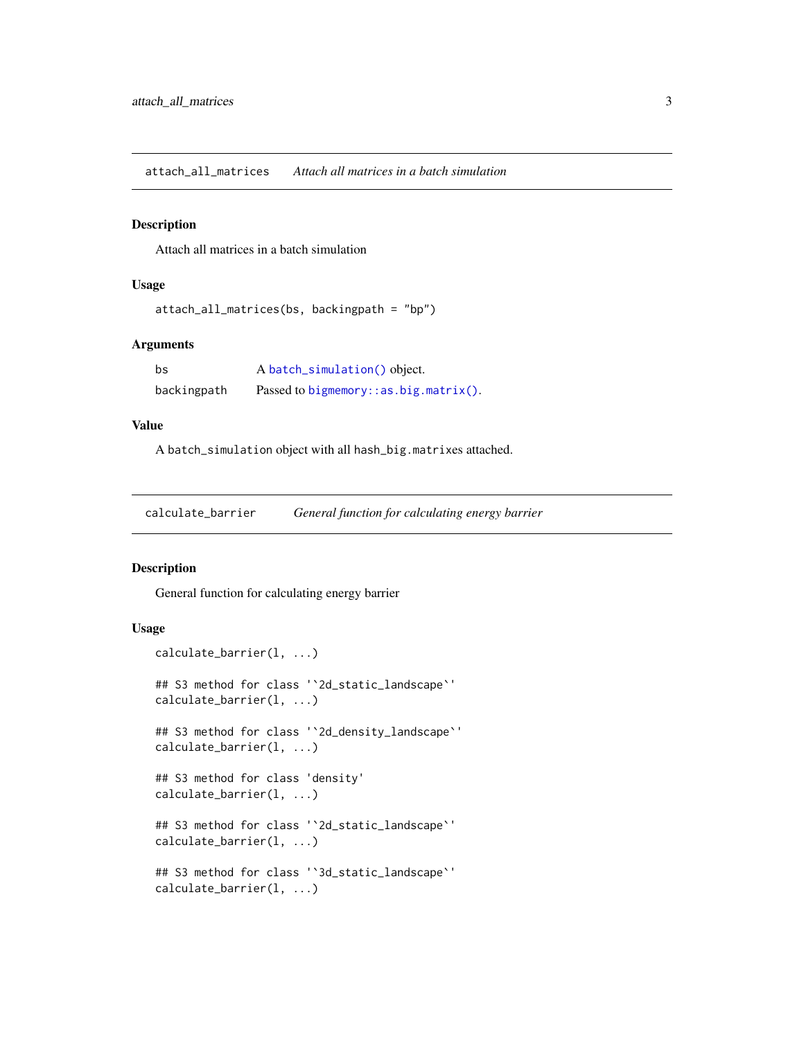## attach_all_matrices — *Attach all matrices in a batch simulation*

### Description

Attach all matrices in a batch simulation

### Usage

```
attach_all_matrices(bs, backingpath = "bp")
```

### Arguments

| | |
|---|---|
| bs | A `batch_simulation()` object. |
| backingpath | Passed to `bigmemory::as.big.matrix()`. |

### Value

A `batch_simulation` object with all `hash_big.matrixes` attached.

## calculate_barrier — *General function for calculating energy barrier*

### Description

General function for calculating energy barrier

### Usage

```
calculate_barrier(l, ...)

## S3 method for class '`2d_static_landscape`'
calculate_barrier(l, ...)

## S3 method for class '`2d_density_landscape`'
calculate_barrier(l, ...)

## S3 method for class 'density'
calculate_barrier(l, ...)

## S3 method for class '`2d_static_landscape`'
calculate_barrier(l, ...)

## S3 method for class '`3d_static_landscape`'
calculate_barrier(l, ...)
```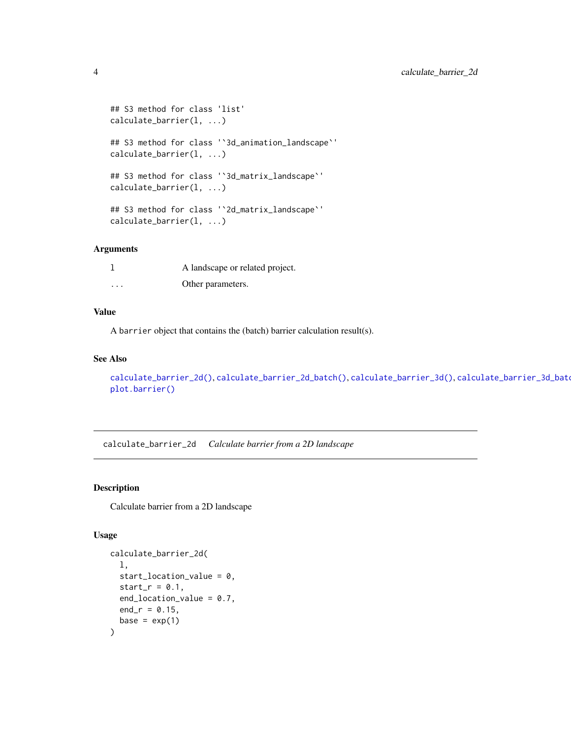```
## S3 method for class 'list'
calculate_barrier(l, ...)

## S3 method for class '`3d_animation_landscape`'
calculate_barrier(l, ...)

## S3 method for class '`3d_matrix_landscape`'
calculate_barrier(l, ...)

## S3 method for class '`2d_matrix_landscape`'
calculate_barrier(l, ...)
```

### Arguments

| | |
|---|---|
| l | A landscape or related project. |
| ... | Other parameters. |

### Value

A barrier object that contains the (batch) barrier calculation result(s).

### See Also

calculate_barrier_2d(), calculate_barrier_2d_batch(), calculate_barrier_3d(), calculate_barrier_3d_batc
plot.barrier()

---

## calculate_barrier_2d *Calculate barrier from a 2D landscape*

### Description

Calculate barrier from a 2D landscape

### Usage

```
calculate_barrier_2d(
  l,
  start_location_value = 0,
  start_r = 0.1,
  end_location_value = 0.7,
  end_r = 0.15,
  base = exp(1)
)
```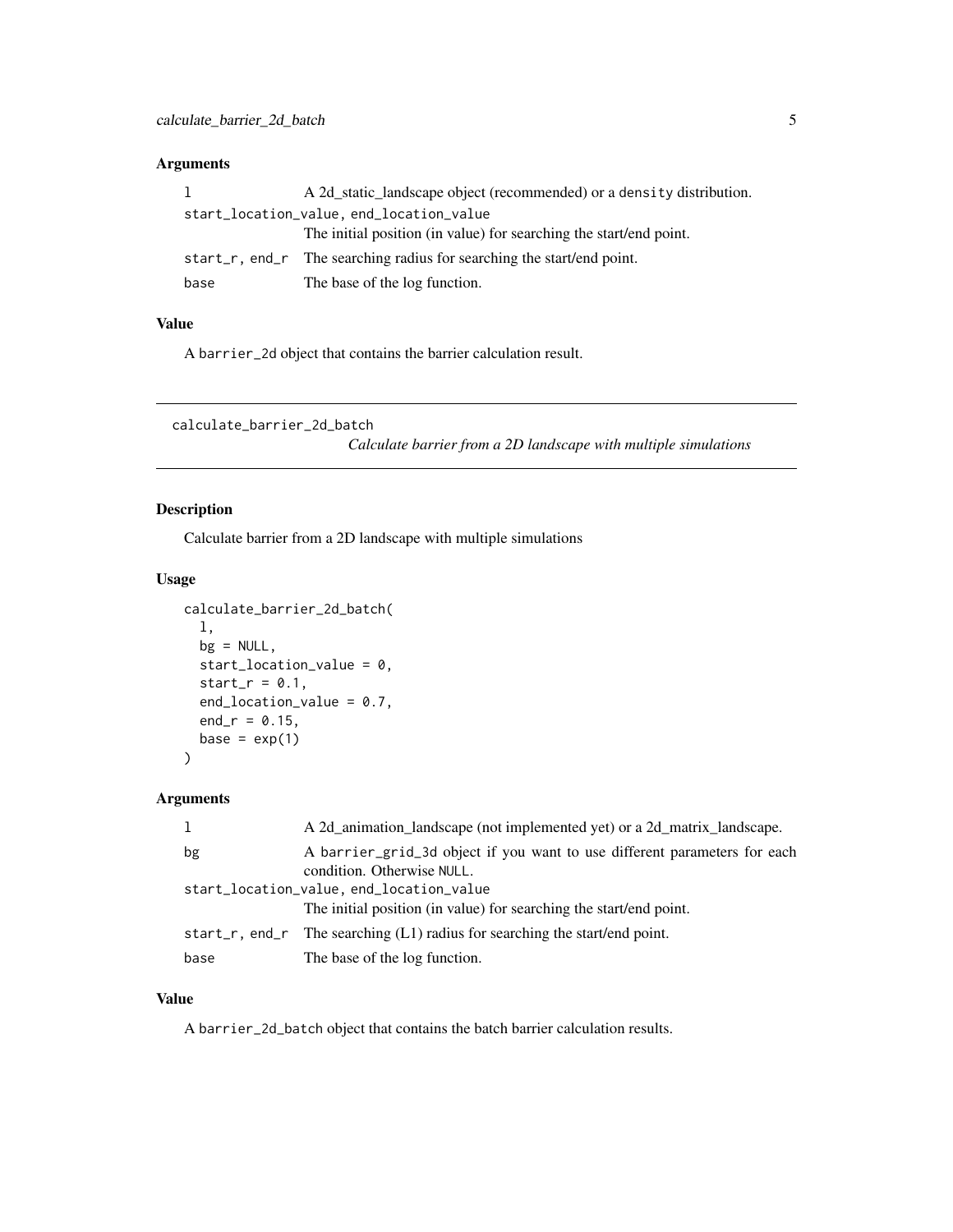## Arguments

| | |
|---|---|
| `l` | A 2d_static_landscape object (recommended) or a `density` distribution. |
| `start_location_value, end_location_value` | The initial position (in value) for searching the start/end point. |
| `start_r, end_r` | The searching radius for searching the start/end point. |
| `base` | The base of the log function. |

## Value

A `barrier_2d` object that contains the barrier calculation result.

---

# calculate_barrier_2d_batch

*Calculate barrier from a 2D landscape with multiple simulations*

## Description

Calculate barrier from a 2D landscape with multiple simulations

## Usage

```
calculate_barrier_2d_batch(
  l,
  bg = NULL,
  start_location_value = 0,
  start_r = 0.1,
  end_location_value = 0.7,
  end_r = 0.15,
  base = exp(1)
)
```

## Arguments

| | |
|---|---|
| `l` | A 2d_animation_landscape (not implemented yet) or a 2d_matrix_landscape. |
| `bg` | A `barrier_grid_3d` object if you want to use different parameters for each condition. Otherwise `NULL`. |
| `start_location_value, end_location_value` | The initial position (in value) for searching the start/end point. |
| `start_r, end_r` | The searching (L1) radius for searching the start/end point. |
| `base` | The base of the log function. |

## Value

A `barrier_2d_batch` object that contains the batch barrier calculation results.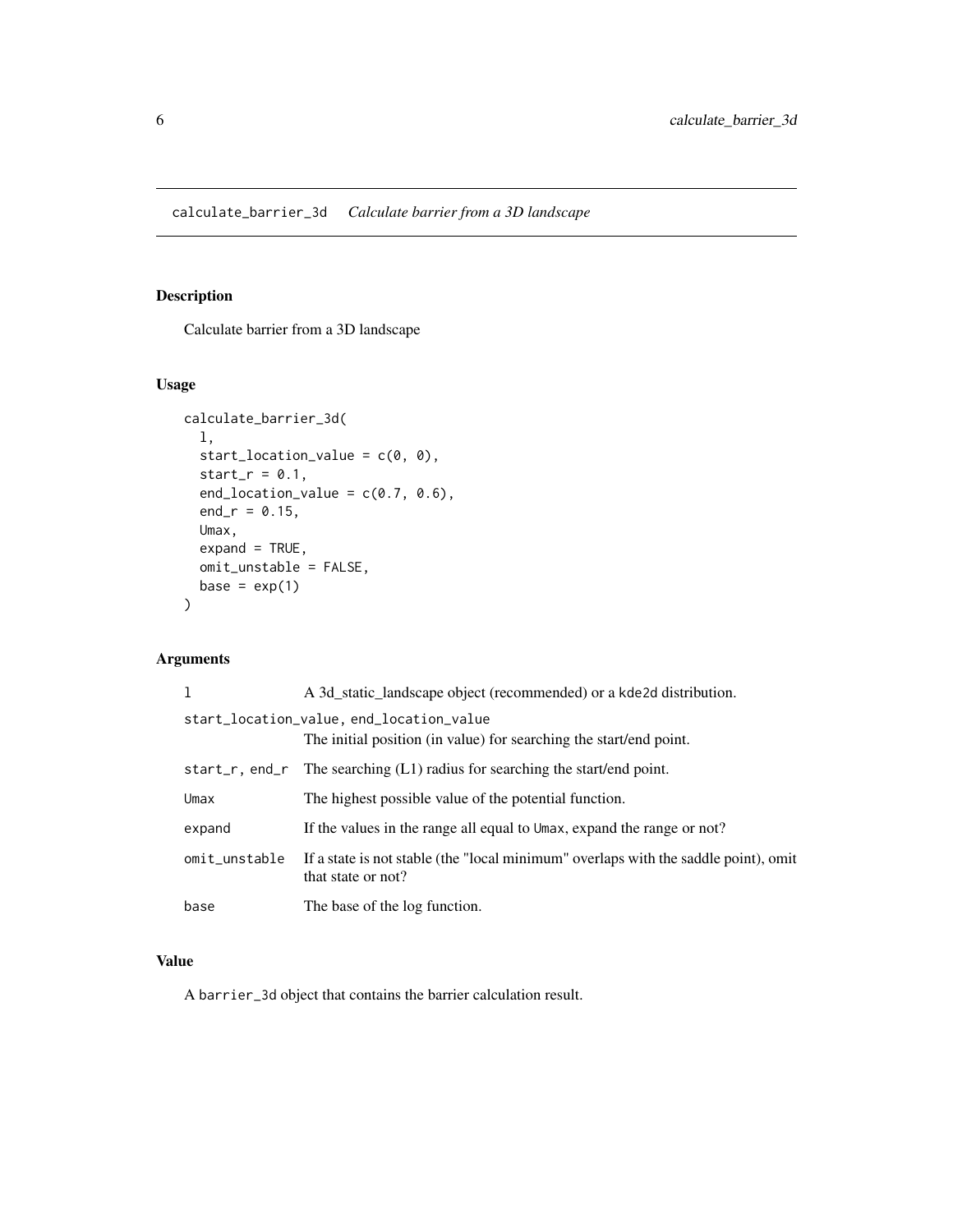# calculate_barrier_3d — *Calculate barrier from a 3D landscape*

## Description

Calculate barrier from a 3D landscape

## Usage

```
calculate_barrier_3d(
  l,
  start_location_value = c(0, 0),
  start_r = 0.1,
  end_location_value = c(0.7, 0.6),
  end_r = 0.15,
  Umax,
  expand = TRUE,
  omit_unstable = FALSE,
  base = exp(1)
)
```

## Arguments

| | |
|---|---|
| `l` | A 3d_static_landscape object (recommended) or a `kde2d` distribution. |
| `start_location_value, end_location_value` | The initial position (in value) for searching the start/end point. |
| `start_r, end_r` | The searching (L1) radius for searching the start/end point. |
| `Umax` | The highest possible value of the potential function. |
| `expand` | If the values in the range all equal to `Umax`, expand the range or not? |
| `omit_unstable` | If a state is not stable (the "local minimum" overlaps with the saddle point), omit that state or not? |
| `base` | The base of the log function. |

## Value

A `barrier_3d` object that contains the barrier calculation result.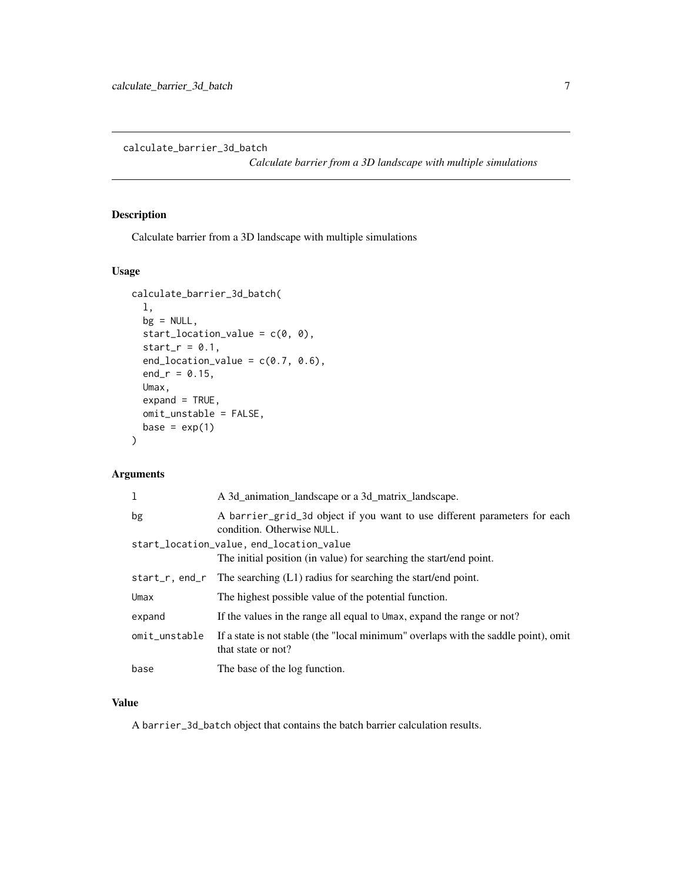# calculate_barrier_3d_batch

*Calculate barrier from a 3D landscape with multiple simulations*

## Description

Calculate barrier from a 3D landscape with multiple simulations

## Usage

```
calculate_barrier_3d_batch(
  l,
  bg = NULL,
  start_location_value = c(0, 0),
  start_r = 0.1,
  end_location_value = c(0.7, 0.6),
  end_r = 0.15,
  Umax,
  expand = TRUE,
  omit_unstable = FALSE,
  base = exp(1)
)
```

## Arguments

| | |
|---|---|
| `l` | A 3d_animation_landscape or a 3d_matrix_landscape. |
| `bg` | A `barrier_grid_3d` object if you want to use different parameters for each condition. Otherwise `NULL`. |
| `start_location_value, end_location_value` | The initial position (in value) for searching the start/end point. |
| `start_r, end_r` | The searching (L1) radius for searching the start/end point. |
| `Umax` | The highest possible value of the potential function. |
| `expand` | If the values in the range all equal to `Umax`, expand the range or not? |
| `omit_unstable` | If a state is not stable (the "local minimum" overlaps with the saddle point), omit that state or not? |
| `base` | The base of the log function. |

## Value

A `barrier_3d_batch` object that contains the batch barrier calculation results.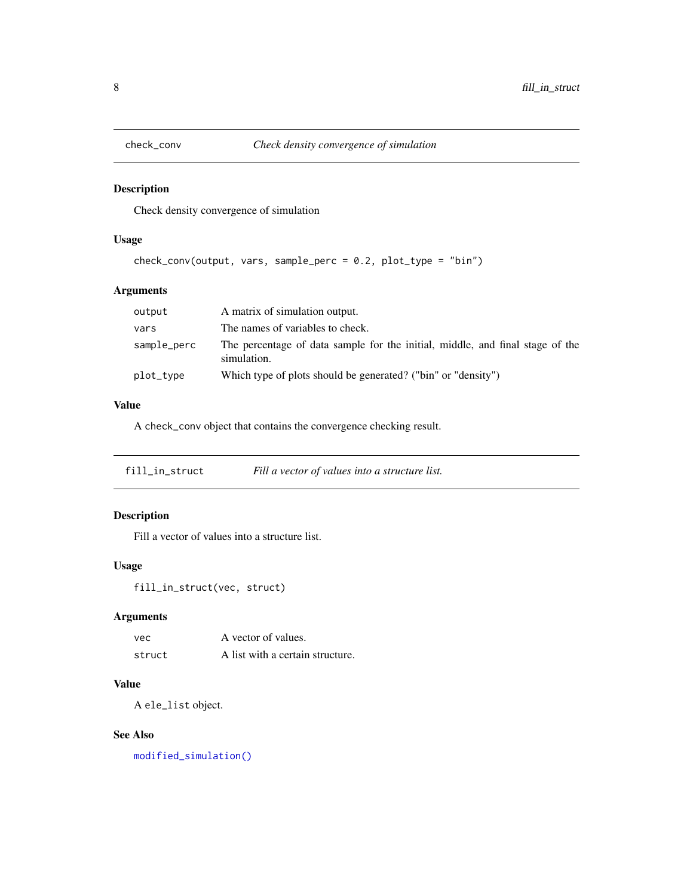## check_conv — *Check density convergence of simulation*

### Description

Check density convergence of simulation

### Usage

```
check_conv(output, vars, sample_perc = 0.2, plot_type = "bin")
```

### Arguments

| | |
|---|---|
| output | A matrix of simulation output. |
| vars | The names of variables to check. |
| sample_perc | The percentage of data sample for the initial, middle, and final stage of the simulation. |
| plot_type | Which type of plots should be generated? ("bin" or "density") |

### Value

A `check_conv` object that contains the convergence checking result.

## fill_in_struct — *Fill a vector of values into a structure list.*

### Description

Fill a vector of values into a structure list.

### Usage

```
fill_in_struct(vec, struct)
```

### Arguments

| | |
|---|---|
| vec | A vector of values. |
| struct | A list with a certain structure. |

### Value

A `ele_list` object.

### See Also

`modified_simulation()`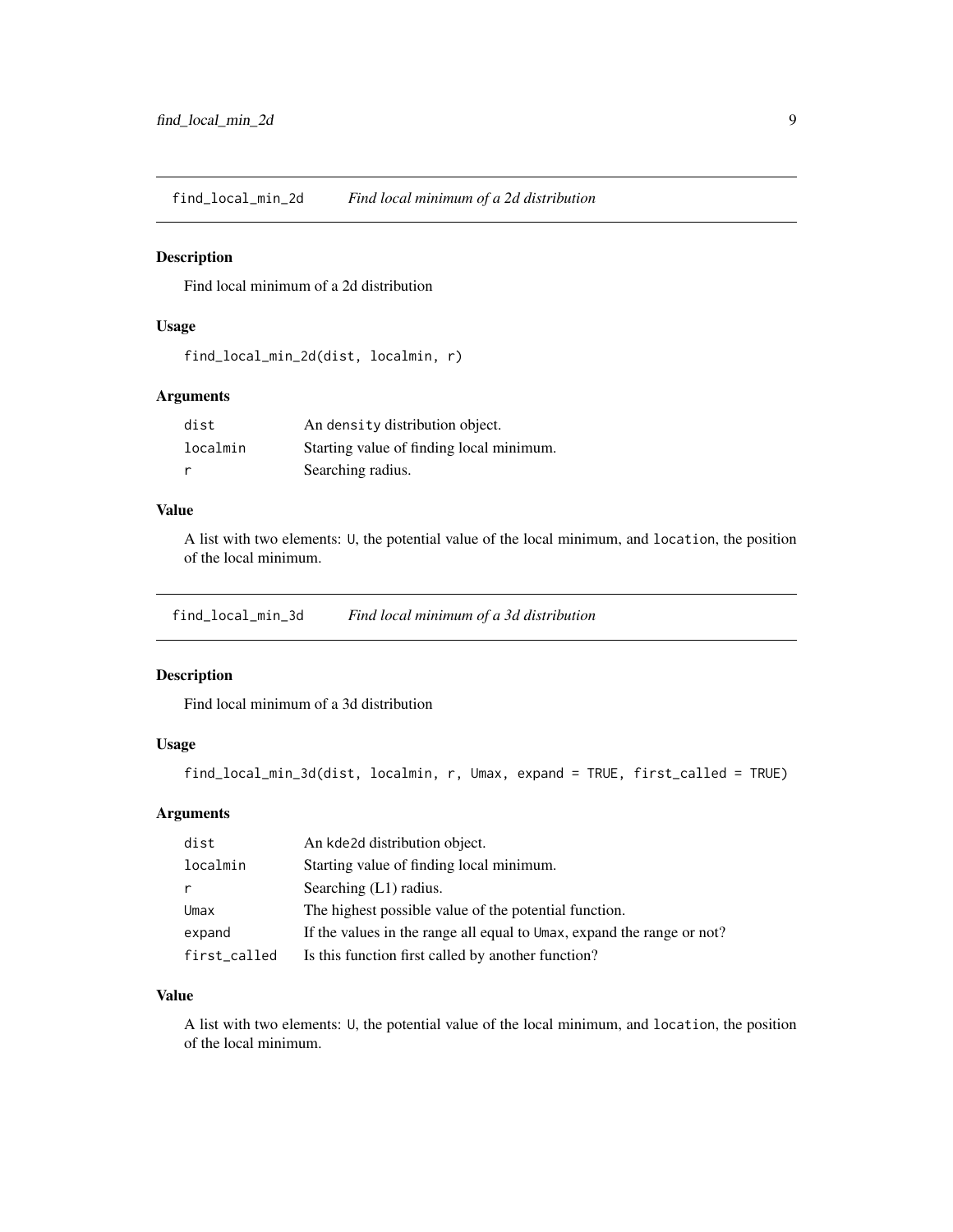## find_local_min_2d    *Find local minimum of a 2d distribution*

### Description

Find local minimum of a 2d distribution

### Usage

```
find_local_min_2d(dist, localmin, r)
```

### Arguments

| | |
|---|---|
| dist | An density distribution object. |
| localmin | Starting value of finding local minimum. |
| r | Searching radius. |

### Value

A list with two elements: U, the potential value of the local minimum, and location, the position of the local minimum.

## find_local_min_3d    *Find local minimum of a 3d distribution*

### Description

Find local minimum of a 3d distribution

### Usage

```
find_local_min_3d(dist, localmin, r, Umax, expand = TRUE, first_called = TRUE)
```

### Arguments

| | |
|---|---|
| dist | An kde2d distribution object. |
| localmin | Starting value of finding local minimum. |
| r | Searching (L1) radius. |
| Umax | The highest possible value of the potential function. |
| expand | If the values in the range all equal to Umax, expand the range or not? |
| first_called | Is this function first called by another function? |

### Value

A list with two elements: U, the potential value of the local minimum, and location, the position of the local minimum.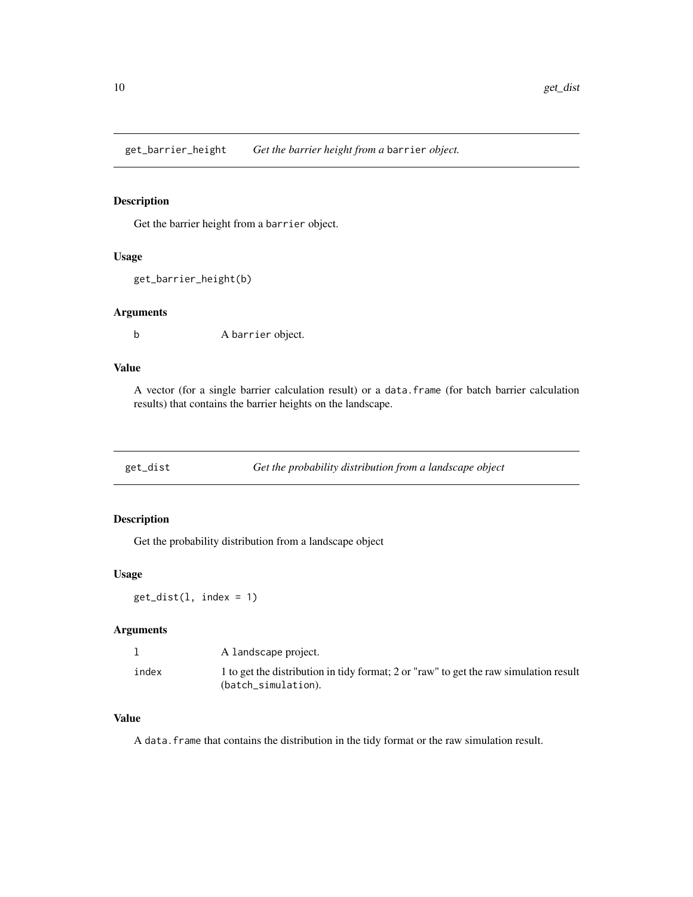## get_barrier_height — *Get the barrier height from a* `barrier` *object.*

### Description

Get the barrier height from a `barrier` object.

### Usage

```
get_barrier_height(b)
```

### Arguments

| | |
|---|---|
| `b` | A `barrier` object. |

### Value

A vector (for a single barrier calculation result) or a `data.frame` (for batch barrier calculation results) that contains the barrier heights on the landscape.

## get_dist — *Get the probability distribution from a landscape object*

### Description

Get the probability distribution from a landscape object

### Usage

```
get_dist(l, index = 1)
```

### Arguments

| | |
|---|---|
| `l` | A `landscape` project. |
| `index` | 1 to get the distribution in tidy format; 2 or "raw" to get the raw simulation result (`batch_simulation`). |

### Value

A `data.frame` that contains the distribution in the tidy format or the raw simulation result.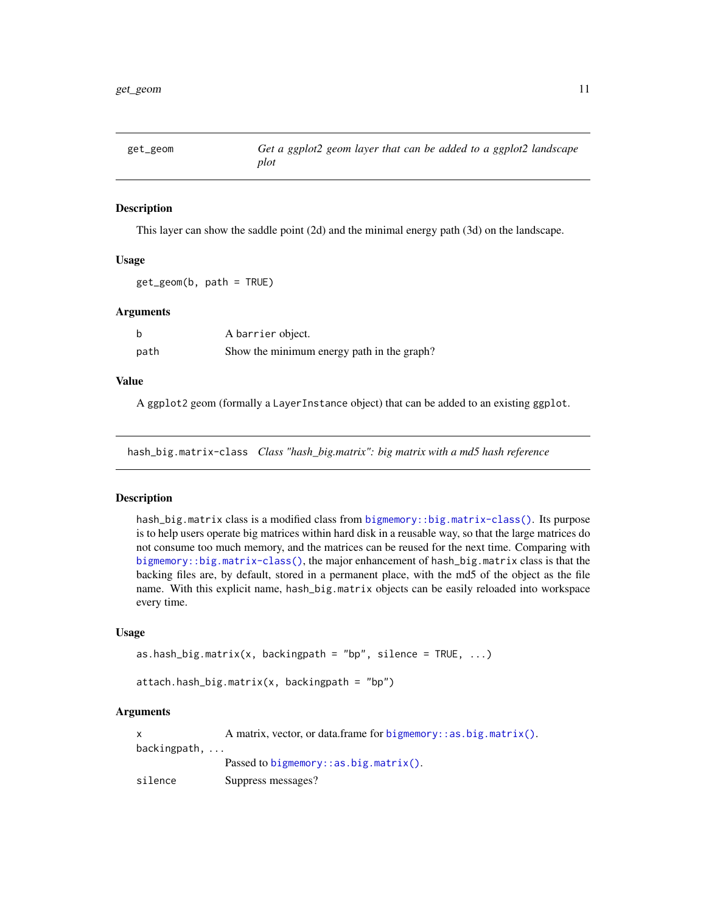## get_geom — *Get a ggplot2 geom layer that can be added to a ggplot2 landscape plot*

### Description

This layer can show the saddle point (2d) and the minimal energy path (3d) on the landscape.

### Usage

```
get_geom(b, path = TRUE)
```

### Arguments

| | |
|---|---|
| `b` | A `barrier` object. |
| `path` | Show the minimum energy path in the graph? |

### Value

A `ggplot2` geom (formally a `LayerInstance` object) that can be added to an existing `ggplot`.

## hash_big.matrix-class — *Class "hash_big.matrix": big matrix with a md5 hash reference*

### Description

`hash_big.matrix` class is a modified class from `bigmemory::big.matrix-class()`. Its purpose is to help users operate big matrices within hard disk in a reusable way, so that the large matrices do not consume too much memory, and the matrices can be reused for the next time. Comparing with `bigmemory::big.matrix-class()`, the major enhancement of `hash_big.matrix` class is that the backing files are, by default, stored in a permanent place, with the md5 of the object as the file name. With this explicit name, `hash_big.matrix` objects can be easily reloaded into workspace every time.

### Usage

```
as.hash_big.matrix(x, backingpath = "bp", silence = TRUE, ...)

attach.hash_big.matrix(x, backingpath = "bp")
```

### Arguments

| | |
|---|---|
| `x` | A matrix, vector, or data.frame for `bigmemory::as.big.matrix()`. |
| `backingpath, ...` | Passed to `bigmemory::as.big.matrix()`. |
| `silence` | Suppress messages? |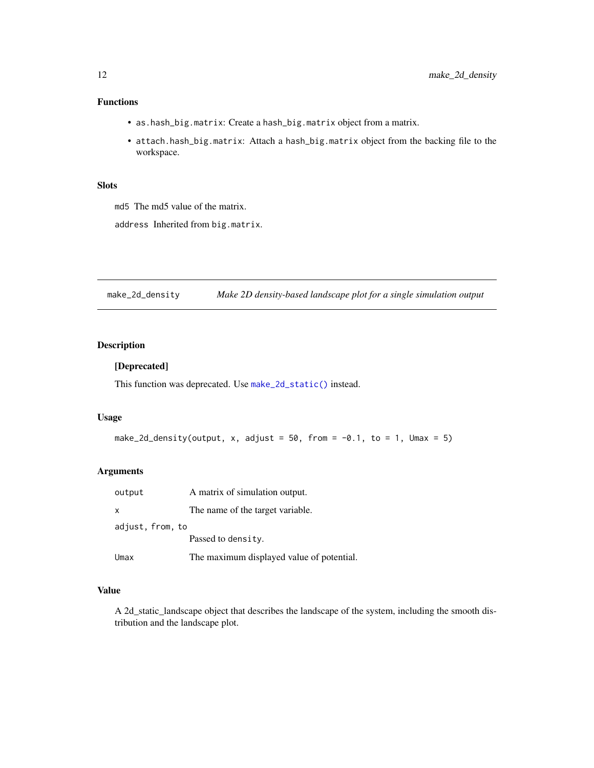### Functions

- `as.hash_big.matrix`: Create a `hash_big.matrix` object from a matrix.
- `attach.hash_big.matrix`: Attach a `hash_big.matrix` object from the backing file to the workspace.

### Slots

`md5` The md5 value of the matrix.

`address` Inherited from `big.matrix`.

---

## make_2d_density — *Make 2D density-based landscape plot for a single simulation output*

### Description

**[Deprecated]**

This function was deprecated. Use `make_2d_static()` instead.

### Usage

```
make_2d_density(output, x, adjust = 50, from = -0.1, to = 1, Umax = 5)
```

### Arguments

| | |
|---|---|
| `output` | A matrix of simulation output. |
| `x` | The name of the target variable. |
| `adjust, from, to` | Passed to `density`. |
| `Umax` | The maximum displayed value of potential. |

### Value

A 2d_static_landscape object that describes the landscape of the system, including the smooth distribution and the landscape plot.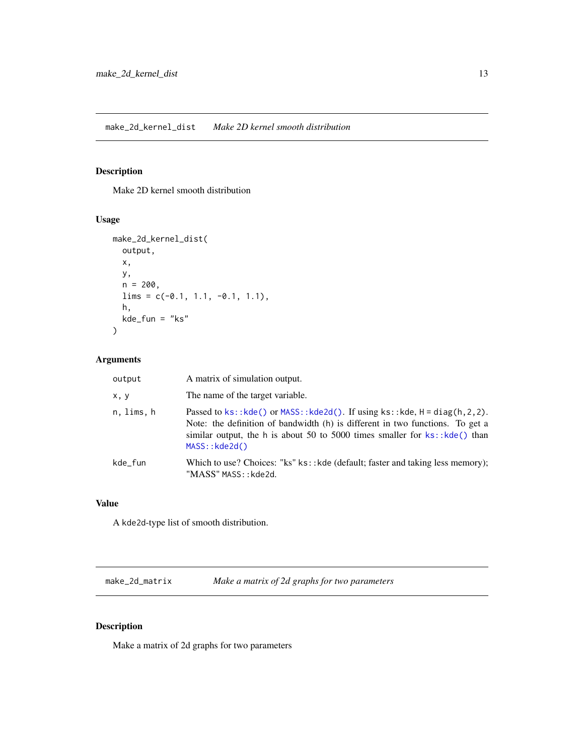## make_2d_kernel_dist    *Make 2D kernel smooth distribution*

### Description

Make 2D kernel smooth distribution

### Usage

```
make_2d_kernel_dist(
  output,
  x,
  y,
  n = 200,
  lims = c(-0.1, 1.1, -0.1, 1.1),
  h,
  kde_fun = "ks"
)
```

### Arguments

| | |
|---|---|
| `output` | A matrix of simulation output. |
| `x, y` | The name of the target variable. |
| `n, lims, h` | Passed to `ks::kde()` or `MASS::kde2d()`. If using `ks::kde`, `H = diag(h,2,2)`. Note: the definition of bandwidth (h) is different in two functions. To get a similar output, the h is about 50 to 5000 times smaller for `ks::kde()` than `MASS::kde2d()` |
| `kde_fun` | Which to use? Choices: "ks" `ks::kde` (default; faster and taking less memory); "MASS" `MASS::kde2d`. |

### Value

A `kde2d`-type list of smooth distribution.

## make_2d_matrix    *Make a matrix of 2d graphs for two parameters*

### Description

Make a matrix of 2d graphs for two parameters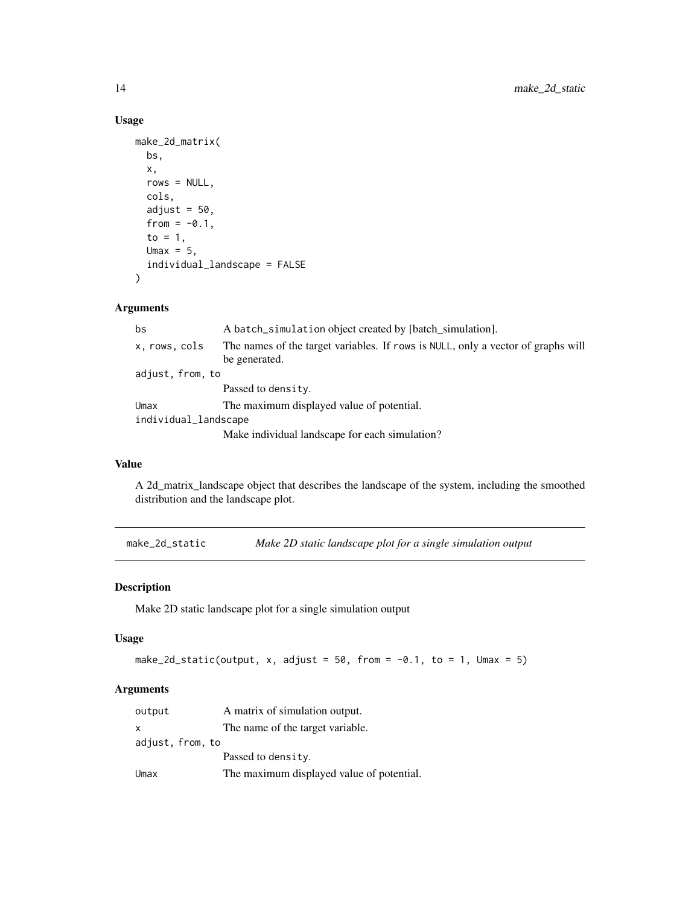### Usage

```
make_2d_matrix(
  bs,
  x,
  rows = NULL,
  cols,
  adjust = 50,
  from = -0.1,
  to = 1,
  Umax = 5,
  individual_landscape = FALSE
)
```

### Arguments

| | |
|---|---|
| bs | A batch_simulation object created by [batch_simulation]. |
| x, rows, cols | The names of the target variables. If rows is NULL, only a vector of graphs will be generated. |
| adjust, from, to | Passed to density. |
| Umax | The maximum displayed value of potential. |
| individual_landscape | Make individual landscape for each simulation? |

### Value

A 2d_matrix_landscape object that describes the landscape of the system, including the smoothed distribution and the landscape plot.

---

## make_2d_static *Make 2D static landscape plot for a single simulation output*

### Description

Make 2D static landscape plot for a single simulation output

### Usage

```
make_2d_static(output, x, adjust = 50, from = -0.1, to = 1, Umax = 5)
```

### Arguments

| | |
|---|---|
| output | A matrix of simulation output. |
| x | The name of the target variable. |
| adjust, from, to | Passed to density. |
| Umax | The maximum displayed value of potential. |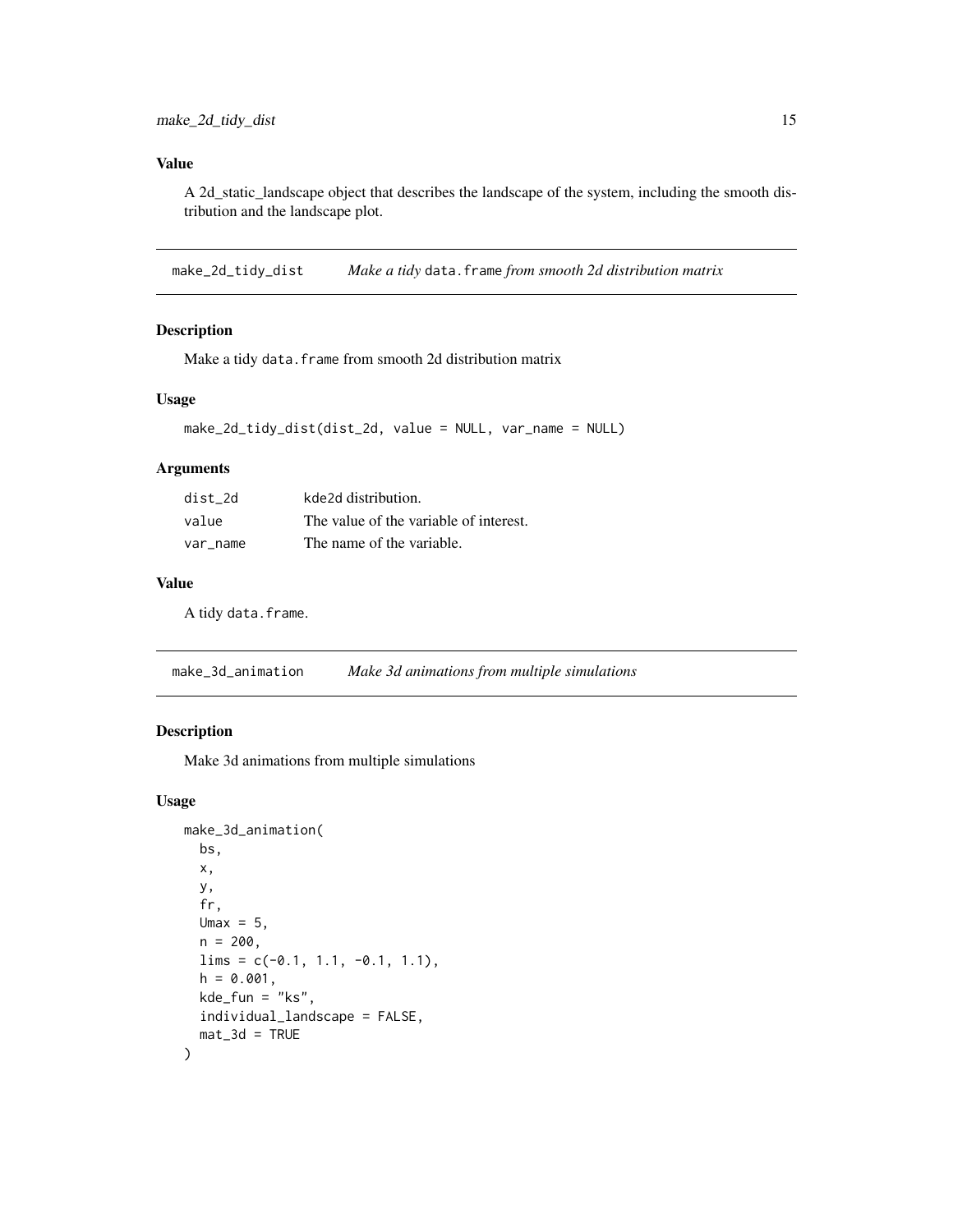## Value

A 2d_static_landscape object that describes the landscape of the system, including the smooth distribution and the landscape plot.

---

# make_2d_tidy_dist — *Make a tidy* `data.frame` *from smooth 2d distribution matrix*

## Description

Make a tidy `data.frame` from smooth 2d distribution matrix

## Usage

```
make_2d_tidy_dist(dist_2d, value = NULL, var_name = NULL)
```

## Arguments

| | |
|---|---|
| `dist_2d` | `kde2d` distribution. |
| `value` | The value of the variable of interest. |
| `var_name` | The name of the variable. |

## Value

A tidy `data.frame`.

---

# make_3d_animation — *Make 3d animations from multiple simulations*

## Description

Make 3d animations from multiple simulations

## Usage

```
make_3d_animation(
  bs,
  x,
  y,
  fr,
  Umax = 5,
  n = 200,
  lims = c(-0.1, 1.1, -0.1, 1.1),
  h = 0.001,
  kde_fun = "ks",
  individual_landscape = FALSE,
  mat_3d = TRUE
)
```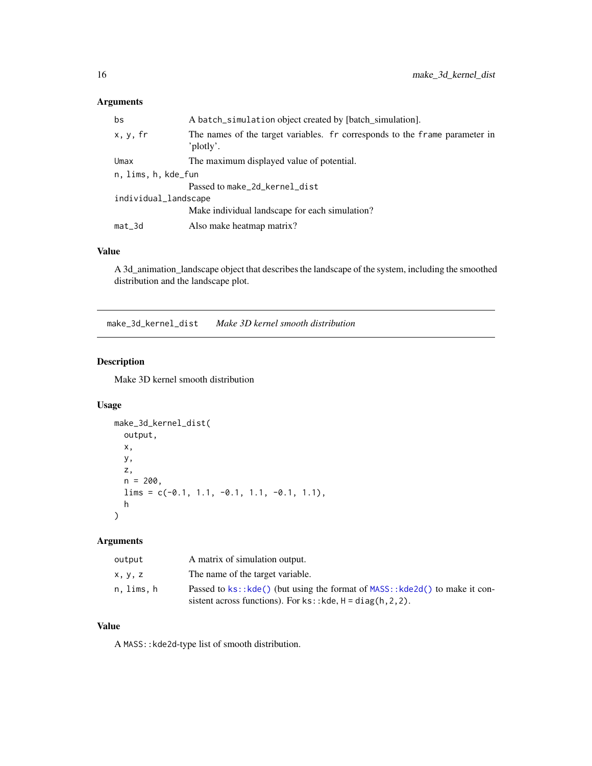## Arguments

| | |
|---|---|
| bs | A `batch_simulation` object created by [batch_simulation]. |
| x, y, fr | The names of the target variables. `fr` corresponds to the `frame` parameter in 'plotly'. |
| Umax | The maximum displayed value of potential. |
| n, lims, h, kde_fun | Passed to `make_2d_kernel_dist` |
| individual_landscape | Make individual landscape for each simulation? |
| mat_3d | Also make heatmap matrix? |

## Value

A 3d_animation_landscape object that describes the landscape of the system, including the smoothed distribution and the landscape plot.

---

# make_3d_kernel_dist *Make 3D kernel smooth distribution*

## Description

Make 3D kernel smooth distribution

## Usage

```
make_3d_kernel_dist(
  output,
  x,
  y,
  z,
  n = 200,
  lims = c(-0.1, 1.1, -0.1, 1.1, -0.1, 1.1),
  h
)
```

## Arguments

| | |
|---|---|
| output | A matrix of simulation output. |
| x, y, z | The name of the target variable. |
| n, lims, h | Passed to `ks::kde()` (but using the format of `MASS::kde2d()` to make it consistent across functions). For `ks::kde`, `H = diag(h,2,2)`. |

## Value

A `MASS::kde2d`-type list of smooth distribution.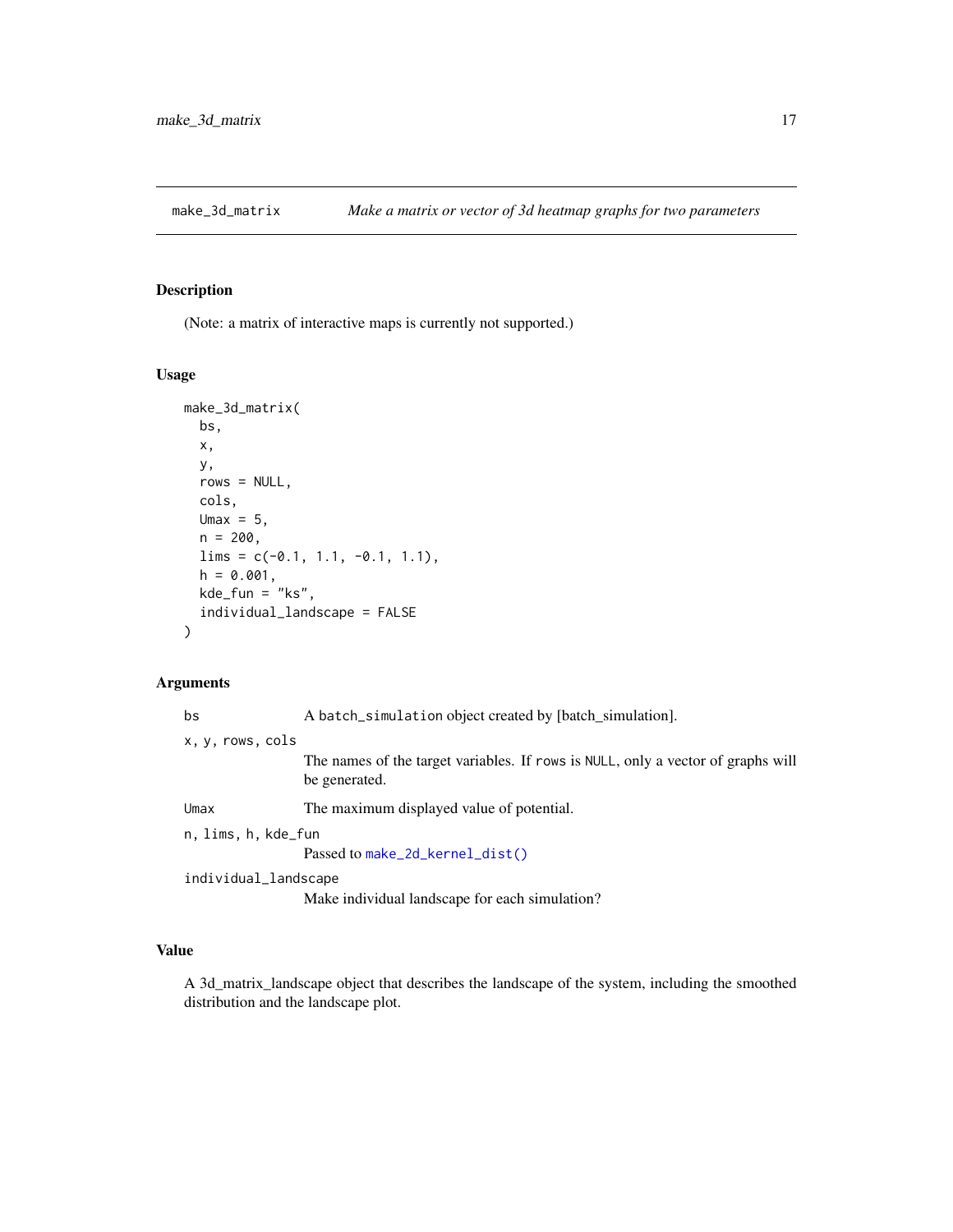# make_3d_matrix — *Make a matrix or vector of 3d heatmap graphs for two parameters*

## Description

(Note: a matrix of interactive maps is currently not supported.)

## Usage

```
make_3d_matrix(
  bs,
  x,
  y,
  rows = NULL,
  cols,
  Umax = 5,
  n = 200,
  lims = c(-0.1, 1.1, -0.1, 1.1),
  h = 0.001,
  kde_fun = "ks",
  individual_landscape = FALSE
)
```

## Arguments

| | |
|---|---|
| `bs` | A `batch_simulation` object created by [batch_simulation]. |
| `x, y, rows, cols` | The names of the target variables. If `rows` is `NULL`, only a vector of graphs will be generated. |
| `Umax` | The maximum displayed value of potential. |
| `n, lims, h, kde_fun` | Passed to `make_2d_kernel_dist()` |
| `individual_landscape` | Make individual landscape for each simulation? |

## Value

A 3d_matrix_landscape object that describes the landscape of the system, including the smoothed distribution and the landscape plot.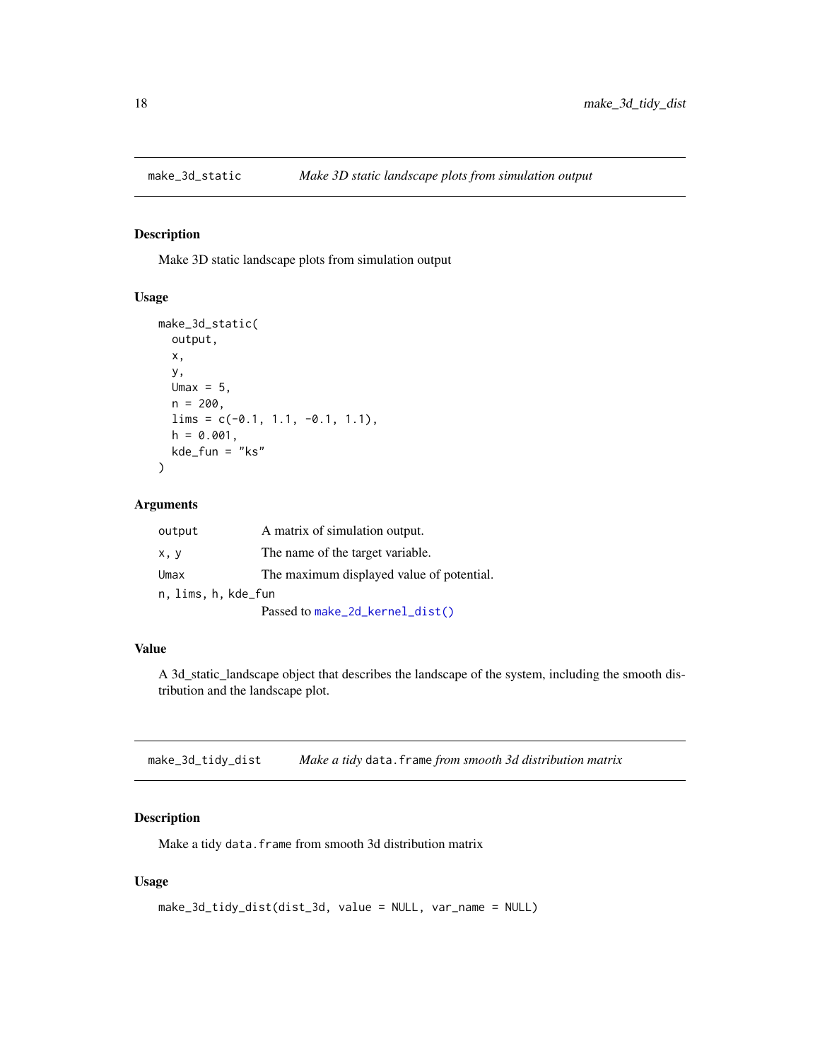## make_3d_static — *Make 3D static landscape plots from simulation output*

### Description

Make 3D static landscape plots from simulation output

### Usage

```
make_3d_static(
  output,
  x,
  y,
  Umax = 5,
  n = 200,
  lims = c(-0.1, 1.1, -0.1, 1.1),
  h = 0.001,
  kde_fun = "ks"
)
```

### Arguments

| | |
|---|---|
| `output` | A matrix of simulation output. |
| `x, y` | The name of the target variable. |
| `Umax` | The maximum displayed value of potential. |
| `n, lims, h, kde_fun` | Passed to `make_2d_kernel_dist()` |

### Value

A 3d_static_landscape object that describes the landscape of the system, including the smooth distribution and the landscape plot.

## make_3d_tidy_dist — *Make a tidy `data.frame` from smooth 3d distribution matrix*

### Description

Make a tidy `data.frame` from smooth 3d distribution matrix

### Usage

```
make_3d_tidy_dist(dist_3d, value = NULL, var_name = NULL)
```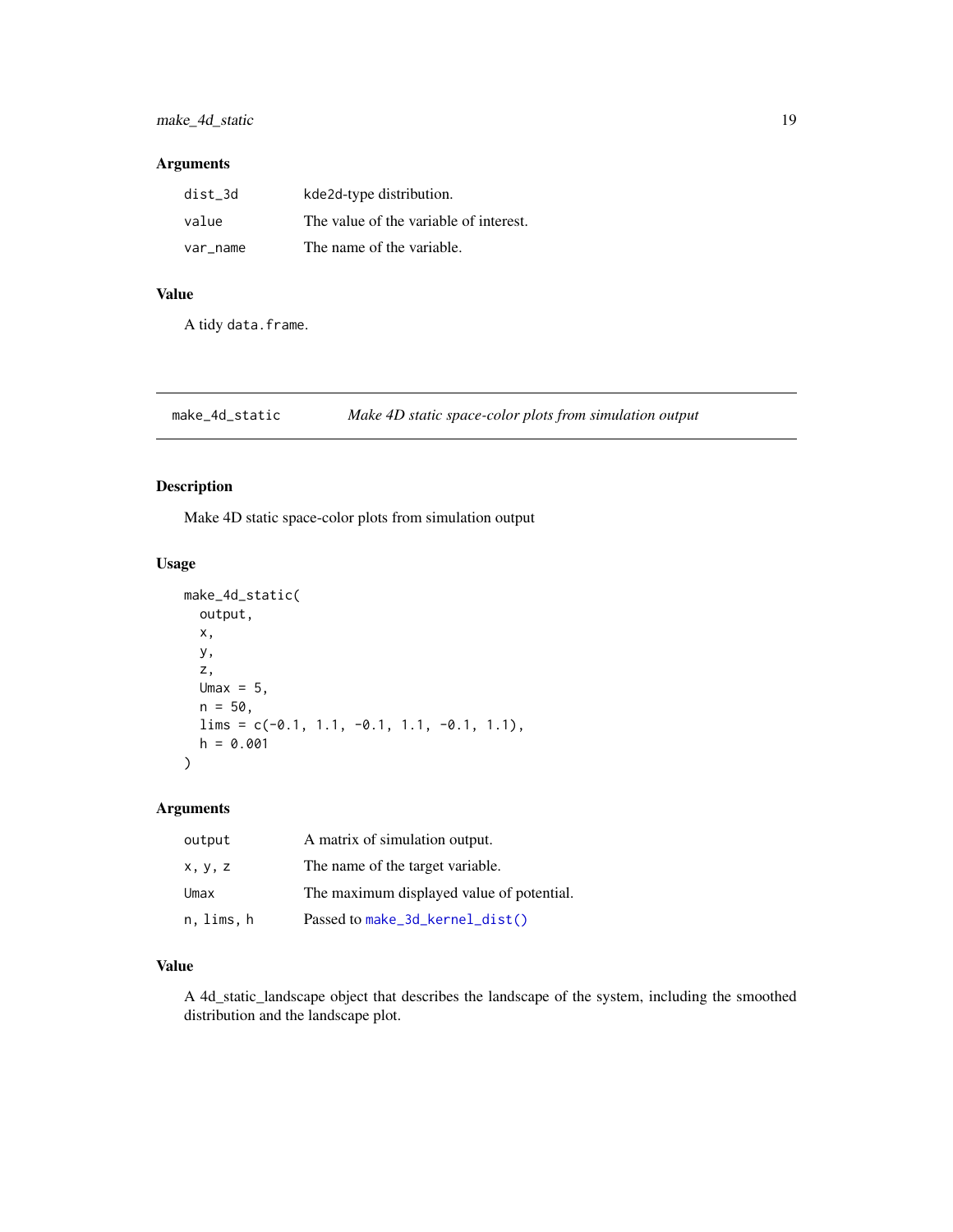## Arguments

| | |
|---|---|
| dist_3d | kde2d-type distribution. |
| value | The value of the variable of interest. |
| var_name | The name of the variable. |

## Value

A tidy `data.frame`.

---

# make_4d_static — *Make 4D static space-color plots from simulation output*

## Description

Make 4D static space-color plots from simulation output

## Usage

```
make_4d_static(
  output,
  x,
  y,
  z,
  Umax = 5,
  n = 50,
  lims = c(-0.1, 1.1, -0.1, 1.1, -0.1, 1.1),
  h = 0.001
)
```

## Arguments

| | |
|---|---|
| output | A matrix of simulation output. |
| x, y, z | The name of the target variable. |
| Umax | The maximum displayed value of potential. |
| n, lims, h | Passed to `make_3d_kernel_dist()` |

## Value

A 4d_static_landscape object that describes the landscape of the system, including the smoothed distribution and the landscape plot.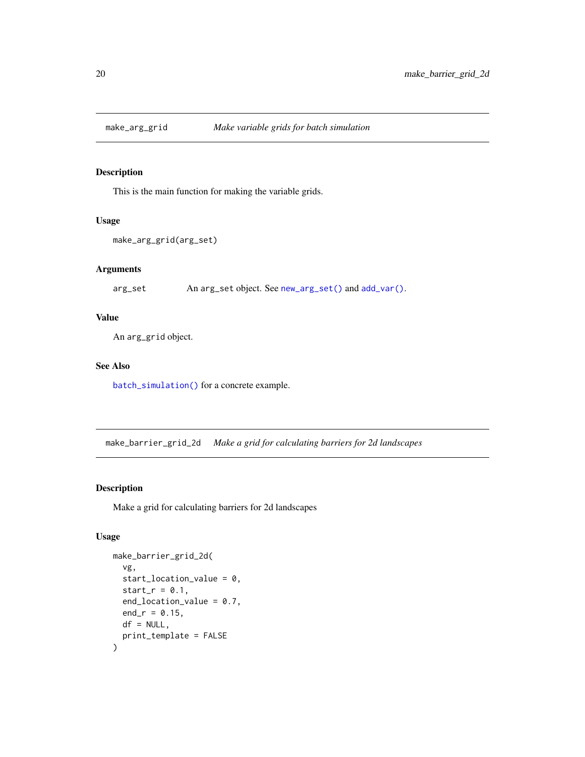## make_arg_grid *Make variable grids for batch simulation*

### Description

This is the main function for making the variable grids.

### Usage

```
make_arg_grid(arg_set)
```

### Arguments

| | |
|---|---|
| arg_set | An arg_set object. See new_arg_set() and add_var(). |

### Value

An arg_grid object.

### See Also

batch_simulation() for a concrete example.

## make_barrier_grid_2d *Make a grid for calculating barriers for 2d landscapes*

### Description

Make a grid for calculating barriers for 2d landscapes

### Usage

```
make_barrier_grid_2d(
  vg,
  start_location_value = 0,
  start_r = 0.1,
  end_location_value = 0.7,
  end_r = 0.15,
  df = NULL,
  print_template = FALSE
)
```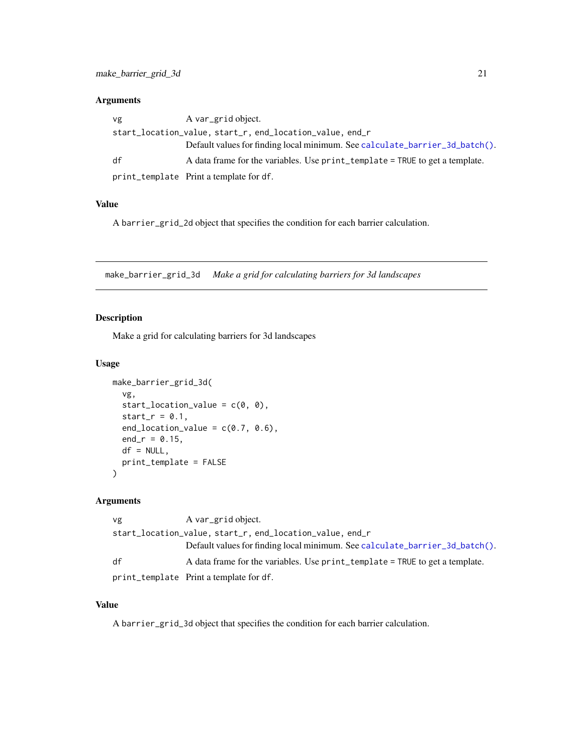### Arguments

| | |
|---|---|
| vg | A var_grid object. |
| start_location_value, start_r, end_location_value, end_r | Default values for finding local minimum. See calculate_barrier_3d_batch(). |
| df | A data frame for the variables. Use print_template = TRUE to get a template. |
| print_template | Print a template for df. |

### Value

A barrier_grid_2d object that specifies the condition for each barrier calculation.

---

## make_barrier_grid_3d    *Make a grid for calculating barriers for 3d landscapes*

### Description

Make a grid for calculating barriers for 3d landscapes

### Usage

```
make_barrier_grid_3d(
  vg,
  start_location_value = c(0, 0),
  start_r = 0.1,
  end_location_value = c(0.7, 0.6),
  end_r = 0.15,
  df = NULL,
  print_template = FALSE
)
```

### Arguments

| | |
|---|---|
| vg | A var_grid object. |
| start_location_value, start_r, end_location_value, end_r | Default values for finding local minimum. See calculate_barrier_3d_batch(). |
| df | A data frame for the variables. Use print_template = TRUE to get a template. |
| print_template | Print a template for df. |

### Value

A barrier_grid_3d object that specifies the condition for each barrier calculation.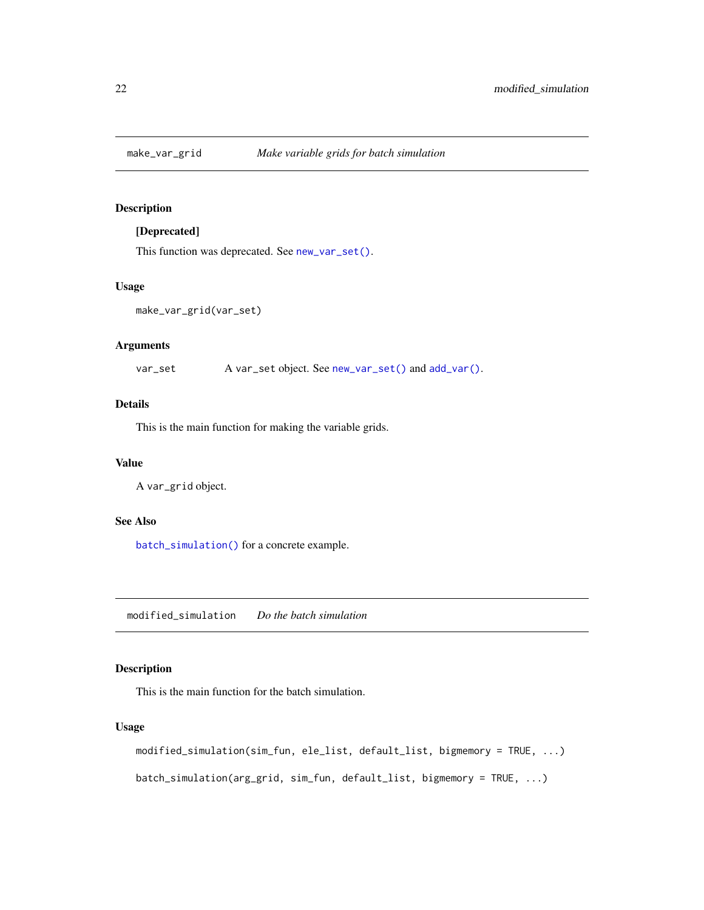## make_var_grid — *Make variable grids for batch simulation*

### Description

**[Deprecated]**

This function was deprecated. See `new_var_set()`.

### Usage

```
make_var_grid(var_set)
```

### Arguments

| | |
|---|---|
| `var_set` | A `var_set` object. See `new_var_set()` and `add_var()`. |

### Details

This is the main function for making the variable grids.

### Value

A `var_grid` object.

### See Also

`batch_simulation()` for a concrete example.

## modified_simulation — *Do the batch simulation*

### Description

This is the main function for the batch simulation.

### Usage

```
modified_simulation(sim_fun, ele_list, default_list, bigmemory = TRUE, ...)

batch_simulation(arg_grid, sim_fun, default_list, bigmemory = TRUE, ...)
```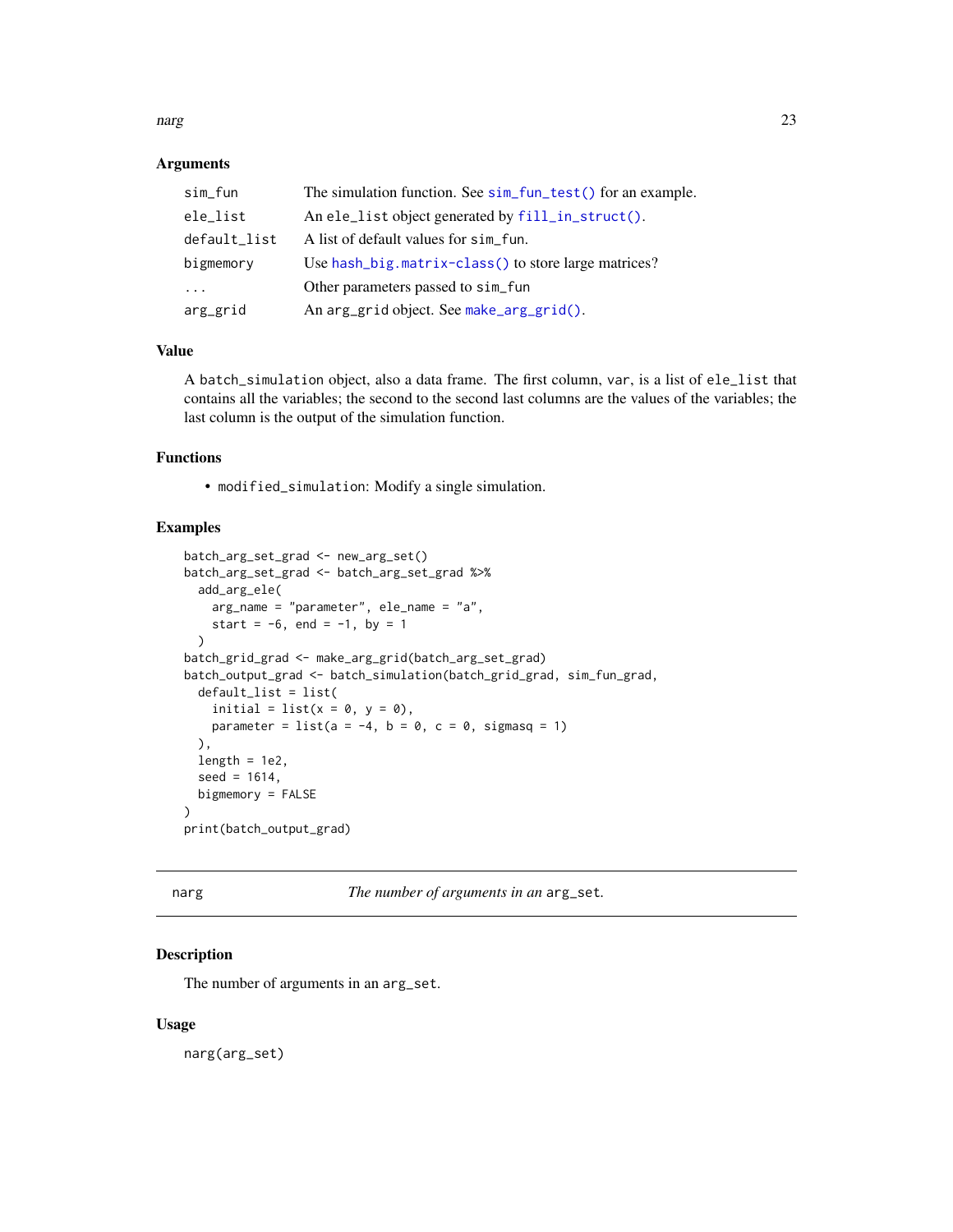### Arguments

| | |
|---|---|
| `sim_fun` | The simulation function. See `sim_fun_test()` for an example. |
| `ele_list` | An `ele_list` object generated by `fill_in_struct()`. |
| `default_list` | A list of default values for `sim_fun`. |
| `bigmemory` | Use `hash_big.matrix-class()` to store large matrices? |
| `...` | Other parameters passed to `sim_fun` |
| `arg_grid` | An `arg_grid` object. See `make_arg_grid()`. |

### Value

A `batch_simulation` object, also a data frame. The first column, `var`, is a list of `ele_list` that contains all the variables; the second to the second last columns are the values of the variables; the last column is the output of the simulation function.

### Functions

- `modified_simulation`: Modify a single simulation.

### Examples

```
batch_arg_set_grad <- new_arg_set()
batch_arg_set_grad <- batch_arg_set_grad %>%
  add_arg_ele(
    arg_name = "parameter", ele_name = "a",
    start = -6, end = -1, by = 1
  )
batch_grid_grad <- make_arg_grid(batch_arg_set_grad)
batch_output_grad <- batch_simulation(batch_grid_grad, sim_fun_grad,
  default_list = list(
    initial = list(x = 0, y = 0),
    parameter = list(a = -4, b = 0, c = 0, sigmasq = 1)
  ),
  length = 1e2,
  seed = 1614,
  bigmemory = FALSE
)
print(batch_output_grad)
```

---

## narg — *The number of arguments in an* `arg_set`.

---

### Description

The number of arguments in an `arg_set`.

### Usage

```
narg(arg_set)
```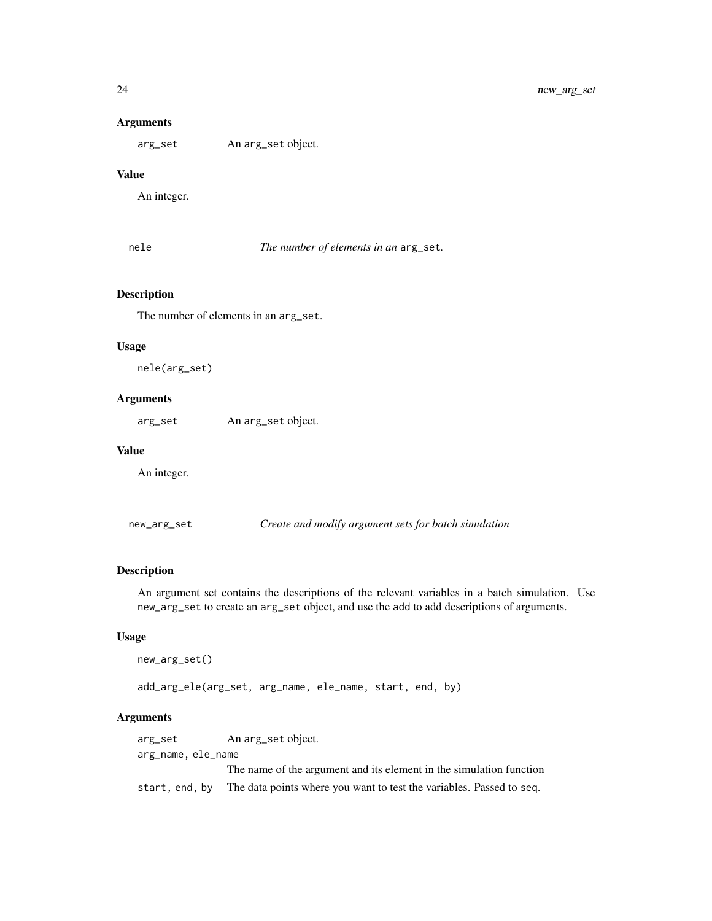### Arguments

arg_set — An arg_set object.

### Value

An integer.

---

## nele — *The number of elements in an* arg_set.

### Description

The number of elements in an arg_set.

### Usage

```
nele(arg_set)
```

### Arguments

arg_set — An arg_set object.

### Value

An integer.

---

## new_arg_set — *Create and modify argument sets for batch simulation*

### Description

An argument set contains the descriptions of the relevant variables in a batch simulation. Use new_arg_set to create an arg_set object, and use the add to add descriptions of arguments.

### Usage

```
new_arg_set()

add_arg_ele(arg_set, arg_name, ele_name, start, end, by)
```

### Arguments

| | |
|---|---|
| arg_set | An arg_set object. |
| arg_name, ele_name | The name of the argument and its element in the simulation function |
| start, end, by | The data points where you want to test the variables. Passed to seq. |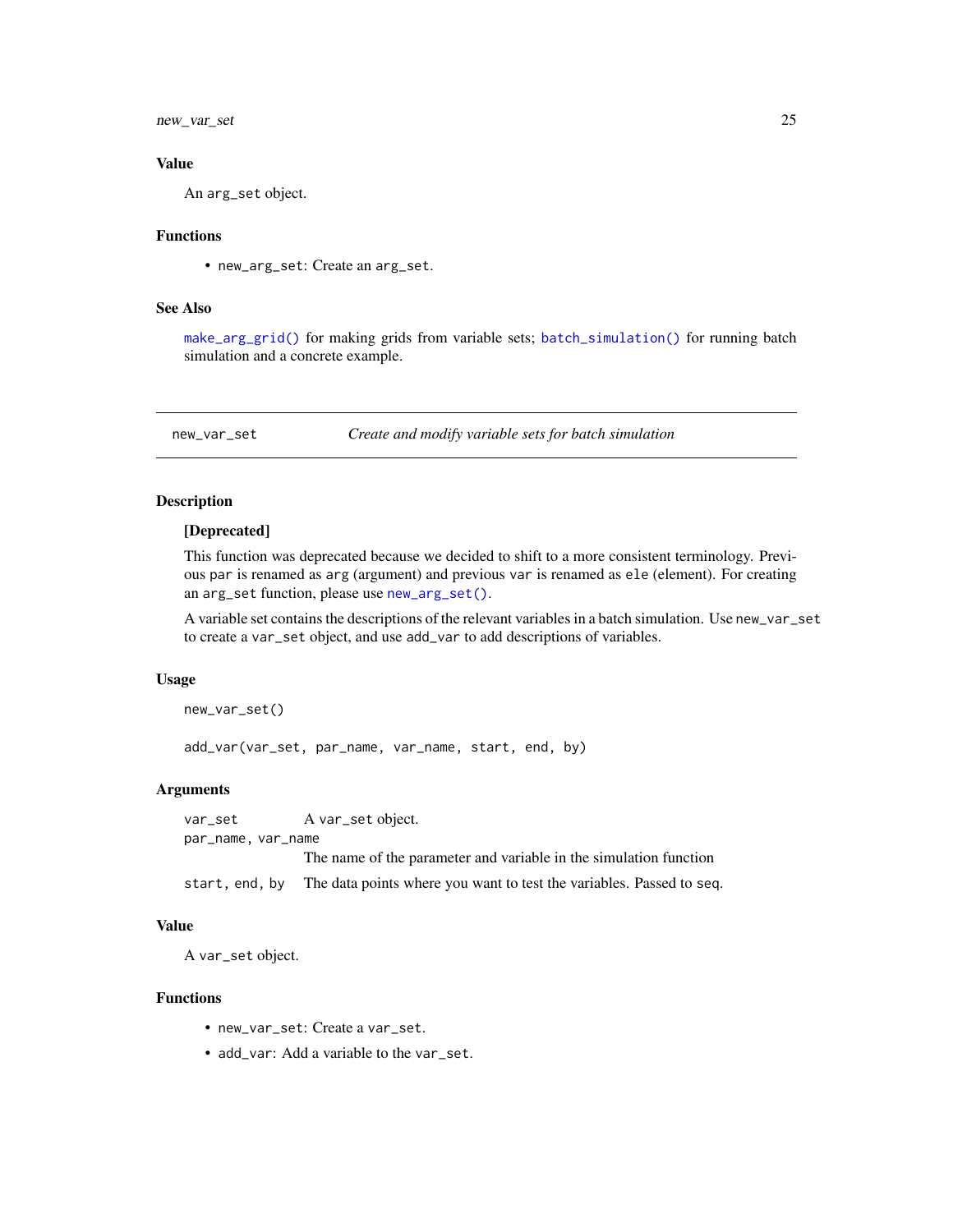### Value

An `arg_set` object.

### Functions

- `new_arg_set`: Create an `arg_set`.

### See Also

`make_arg_grid()` for making grids from variable sets; `batch_simulation()` for running batch simulation and a concrete example.

---

## new_var_set — *Create and modify variable sets for batch simulation*

---

### Description

**[Deprecated]**

This function was deprecated because we decided to shift to a more consistent terminology. Previous `par` is renamed as `arg` (argument) and previous `var` is renamed as `ele` (element). For creating an `arg_set` function, please use `new_arg_set()`.

A variable set contains the descriptions of the relevant variables in a batch simulation. Use `new_var_set` to create a `var_set` object, and use `add_var` to add descriptions of variables.

### Usage

```
new_var_set()

add_var(var_set, par_name, var_name, start, end, by)
```

### Arguments

| | |
|---|---|
| `var_set` | A `var_set` object. |
| `par_name, var_name` | The name of the parameter and variable in the simulation function |
| `start, end, by` | The data points where you want to test the variables. Passed to seq. |

### Value

A `var_set` object.

### Functions

- `new_var_set`: Create a `var_set`.
- `add_var`: Add a variable to the `var_set`.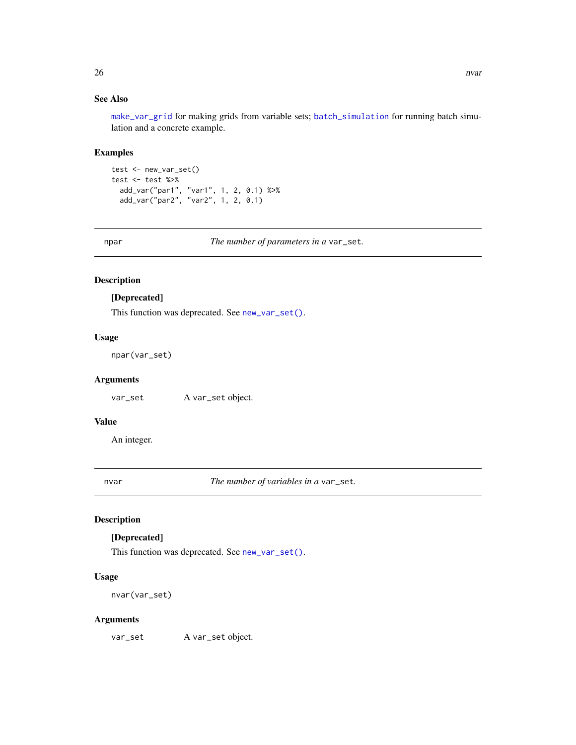### See Also

`make_var_grid` for making grids from variable sets; `batch_simulation` for running batch simulation and a concrete example.

### Examples

```
test <- new_var_set()
test <- test %>%
  add_var("par1", "var1", 1, 2, 0.1) %>%
  add_var("par2", "var2", 1, 2, 0.1)
```

---

## npar — *The number of parameters in a* `var_set`.

### Description

**[Deprecated]**

This function was deprecated. See `new_var_set()`.

### Usage

```
npar(var_set)
```

### Arguments

| | |
|---|---|
| `var_set` | A `var_set` object. |

### Value

An integer.

---

## nvar — *The number of variables in a* `var_set`.

### Description

**[Deprecated]**

This function was deprecated. See `new_var_set()`.

### Usage

```
nvar(var_set)
```

### Arguments

| | |
|---|---|
| `var_set` | A `var_set` object. |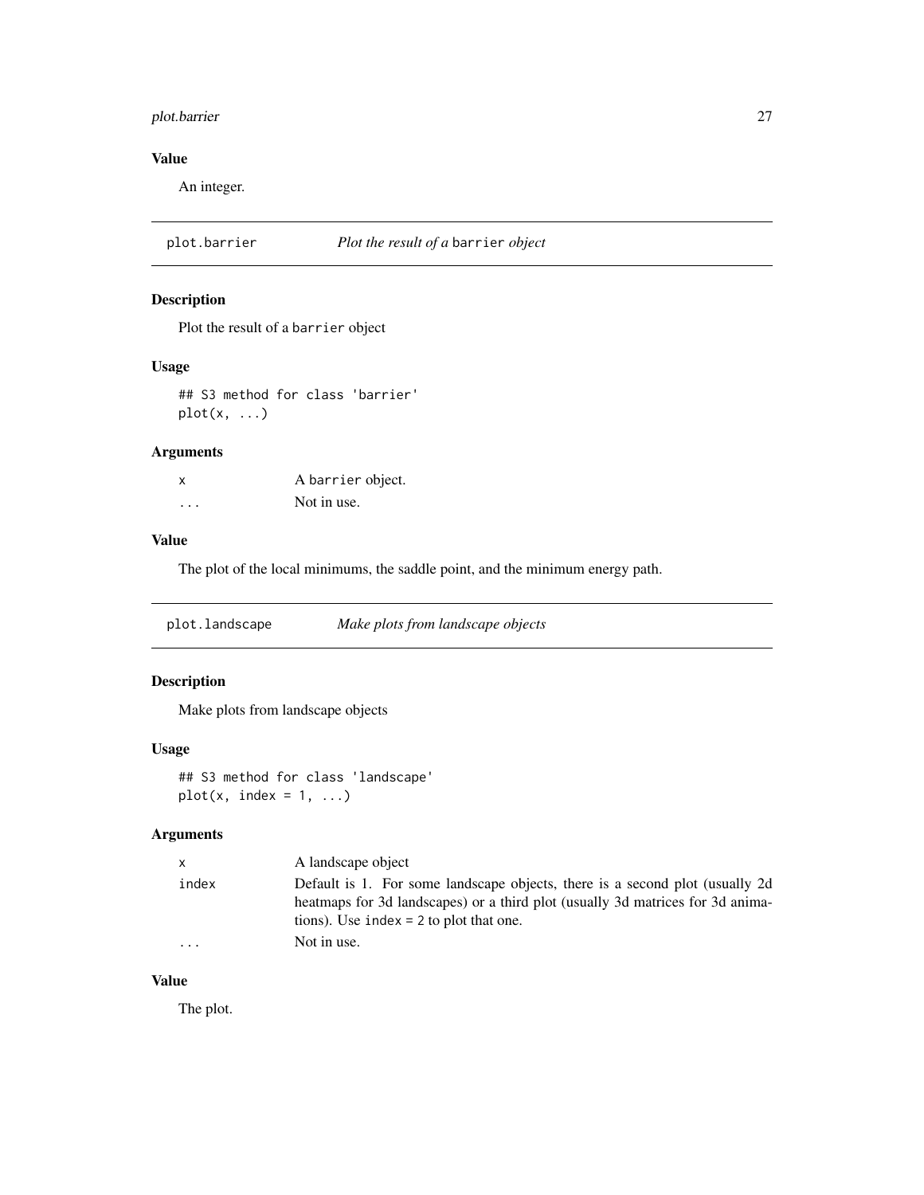### Value

An integer.

---

## plot.barrier — *Plot the result of a* `barrier` *object*

### Description

Plot the result of a `barrier` object

### Usage

```
## S3 method for class 'barrier'
plot(x, ...)
```

### Arguments

| | |
|---|---|
| x | A `barrier` object. |
| ... | Not in use. |

### Value

The plot of the local minimums, the saddle point, and the minimum energy path.

---

## plot.landscape — *Make plots from landscape objects*

### Description

Make plots from landscape objects

### Usage

```
## S3 method for class 'landscape'
plot(x, index = 1, ...)
```

### Arguments

| | |
|---|---|
| x | A landscape object |
| index | Default is 1. For some landscape objects, there is a second plot (usually 2d heatmaps for 3d landscapes) or a third plot (usually 3d matrices for 3d animations). Use `index = 2` to plot that one. |
| ... | Not in use. |

### Value

The plot.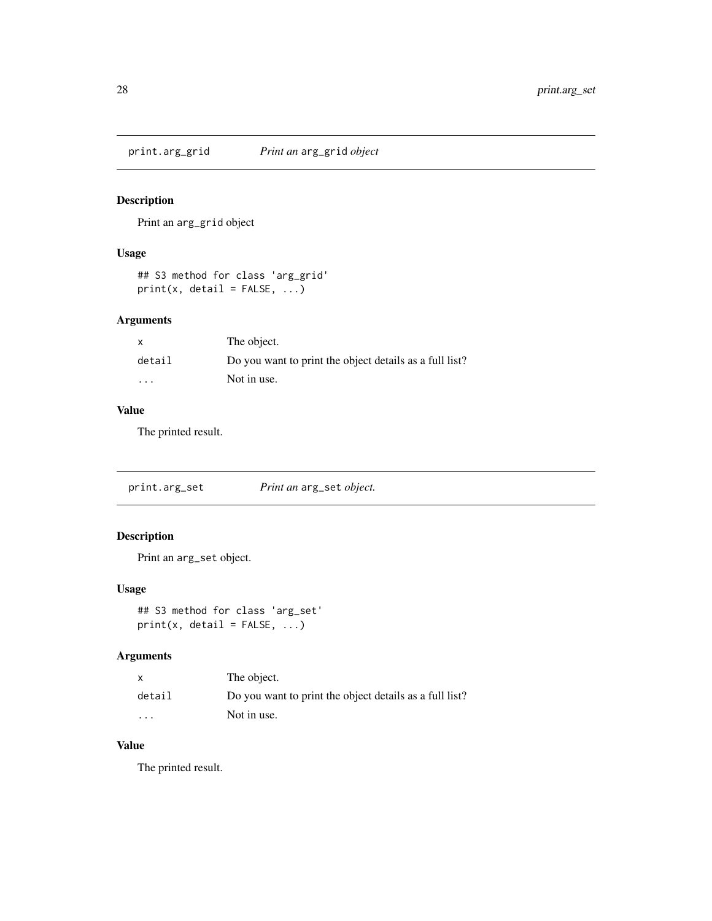## print.arg_grid — *Print an* `arg_grid` *object*

### Description

Print an `arg_grid` object

### Usage

```
## S3 method for class 'arg_grid'
print(x, detail = FALSE, ...)
```

### Arguments

| | |
|---|---|
| `x` | The object. |
| `detail` | Do you want to print the object details as a full list? |
| `...` | Not in use. |

### Value

The printed result.

## print.arg_set — *Print an* `arg_set` *object.*

### Description

Print an `arg_set` object.

### Usage

```
## S3 method for class 'arg_set'
print(x, detail = FALSE, ...)
```

### Arguments

| | |
|---|---|
| `x` | The object. |
| `detail` | Do you want to print the object details as a full list? |
| `...` | Not in use. |

### Value

The printed result.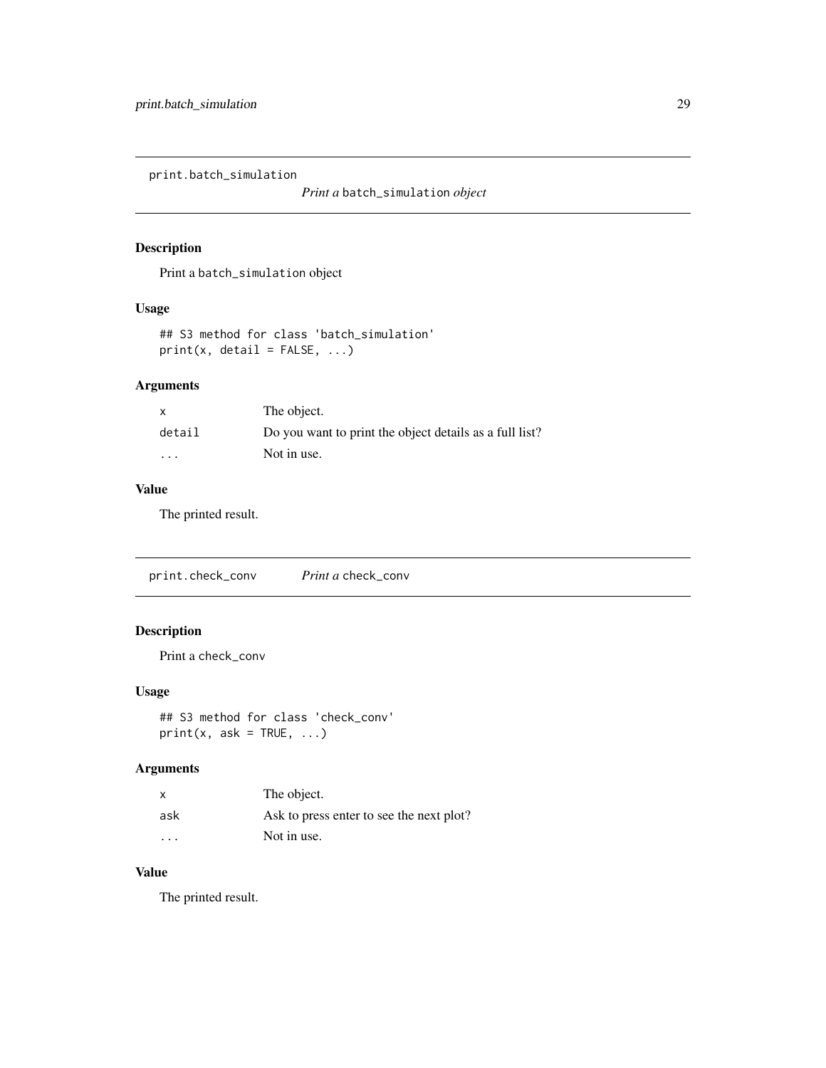## print.batch_simulation — *Print a* `batch_simulation` *object*

### Description

Print a `batch_simulation` object

### Usage

```
## S3 method for class 'batch_simulation'
print(x, detail = FALSE, ...)
```

### Arguments

| | |
|---|---|
| `x` | The object. |
| `detail` | Do you want to print the object details as a full list? |
| `...` | Not in use. |

### Value

The printed result.

## print.check_conv — *Print a* `check_conv`

### Description

Print a `check_conv`

### Usage

```
## S3 method for class 'check_conv'
print(x, ask = TRUE, ...)
```

### Arguments

| | |
|---|---|
| `x` | The object. |
| `ask` | Ask to press enter to see the next plot? |
| `...` | Not in use. |

### Value

The printed result.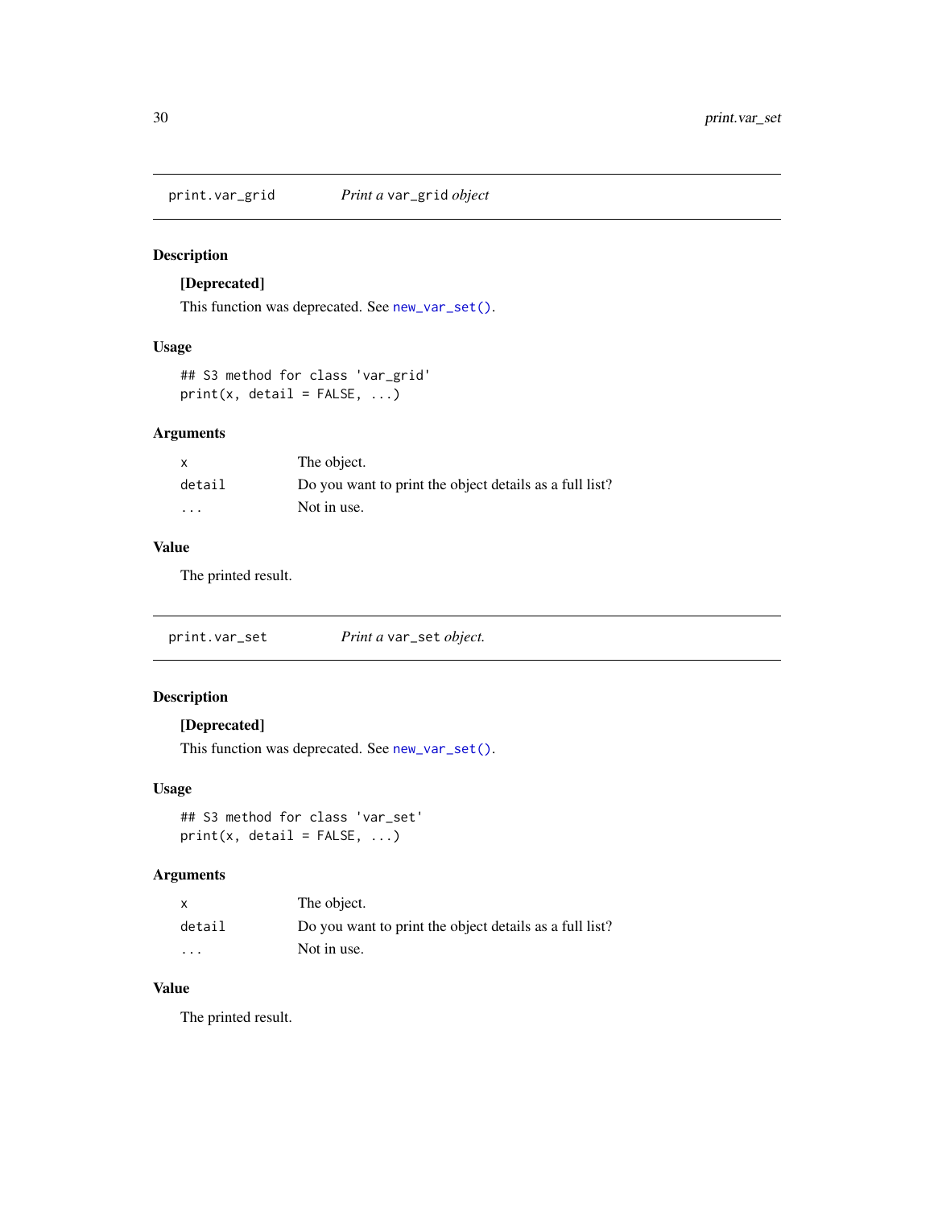## print.var_grid — *Print a* `var_grid` *object*

### Description

**[Deprecated]**

This function was deprecated. See `new_var_set()`.

### Usage

```
## S3 method for class 'var_grid'
print(x, detail = FALSE, ...)
```

### Arguments

| | |
|---|---|
| `x` | The object. |
| `detail` | Do you want to print the object details as a full list? |
| `...` | Not in use. |

### Value

The printed result.

## print.var_set — *Print a* `var_set` *object.*

### Description

**[Deprecated]**

This function was deprecated. See `new_var_set()`.

### Usage

```
## S3 method for class 'var_set'
print(x, detail = FALSE, ...)
```

### Arguments

| | |
|---|---|
| `x` | The object. |
| `detail` | Do you want to print the object details as a full list? |
| `...` | Not in use. |

### Value

The printed result.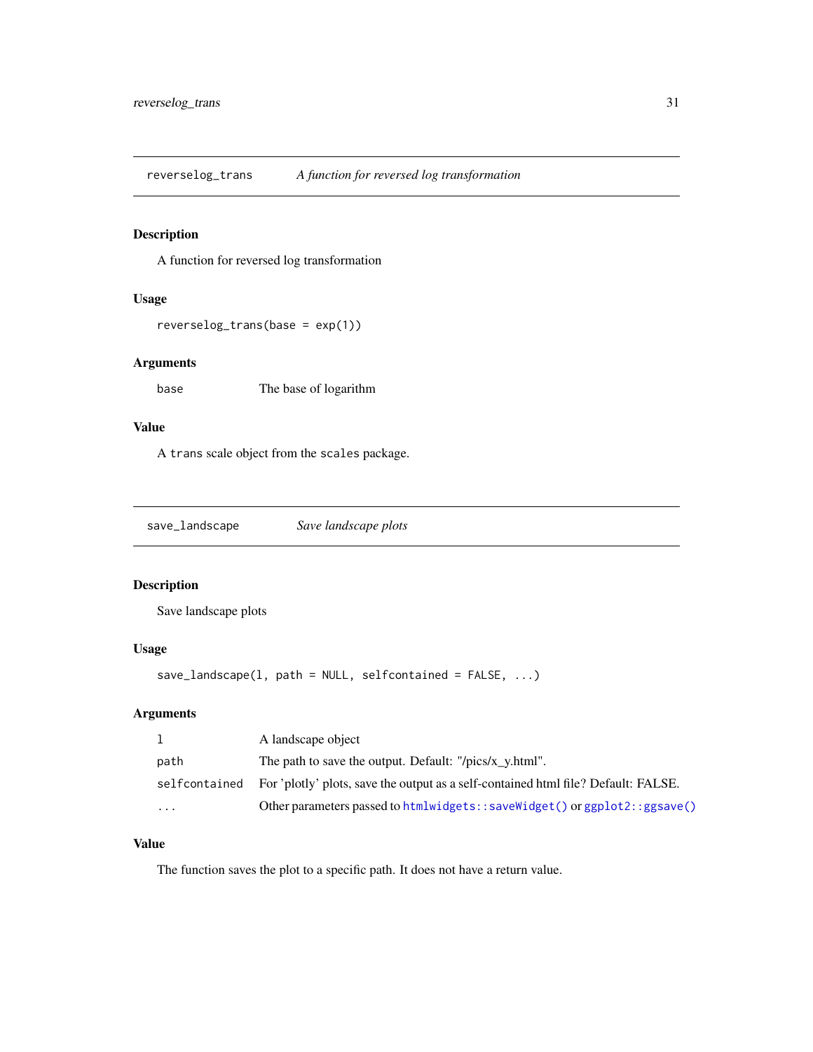## reverselog_trans — *A function for reversed log transformation*

### Description

A function for reversed log transformation

### Usage

```
reverselog_trans(base = exp(1))
```

### Arguments

| | |
|---|---|
| `base` | The base of logarithm |

### Value

A `trans` scale object from the `scales` package.

## save_landscape — *Save landscape plots*

### Description

Save landscape plots

### Usage

```
save_landscape(l, path = NULL, selfcontained = FALSE, ...)
```

### Arguments

| | |
|---|---|
| `l` | A landscape object |
| `path` | The path to save the output. Default: "/pics/x_y.html". |
| `selfcontained` | For 'plotly' plots, save the output as a self-contained html file? Default: FALSE. |
| `...` | Other parameters passed to `htmlwidgets::saveWidget()` or `ggplot2::ggsave()` |

### Value

The function saves the plot to a specific path. It does not have a return value.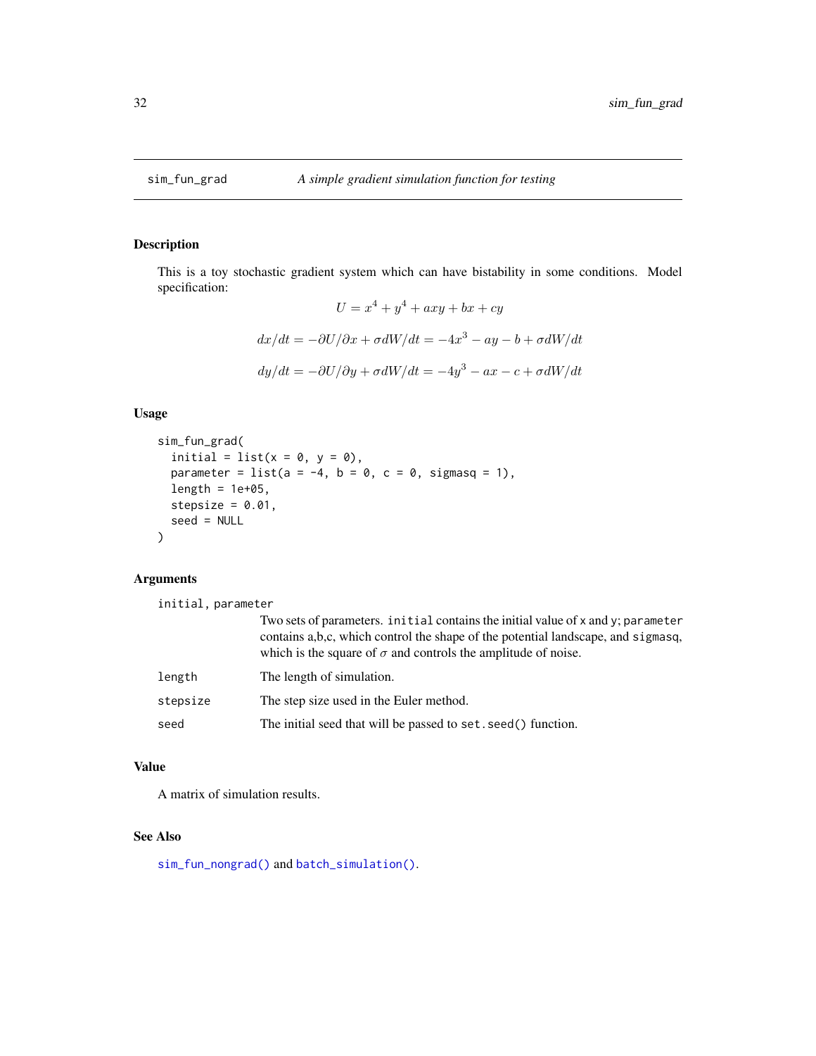# sim_fun_grad — *A simple gradient simulation function for testing*

## Description

This is a toy stochastic gradient system which can have bistability in some conditions. Model specification:

$$U = x^4 + y^4 + axy + bx + cy$$

$$dx/dt = -\partial U/\partial x + \sigma dW/dt = -4x^3 - ay - b + \sigma dW/dt$$

$$dy/dt = -\partial U/\partial y + \sigma dW/dt = -4y^3 - ax - c + \sigma dW/dt$$

## Usage

```
sim_fun_grad(
  initial = list(x = 0, y = 0),
  parameter = list(a = -4, b = 0, c = 0, sigmasq = 1),
  length = 1e+05,
  stepsize = 0.01,
  seed = NULL
)
```

## Arguments

| Argument | Description |
|---|---|
| `initial, parameter` | Two sets of parameters. `initial` contains the initial value of `x` and `y`; `parameter` contains a,b,c, which control the shape of the potential landscape, and `sigmasq`, which is the square of $\sigma$ and controls the amplitude of noise. |
| `length` | The length of simulation. |
| `stepsize` | The step size used in the Euler method. |
| `seed` | The initial seed that will be passed to `set.seed()` function. |

## Value

A matrix of simulation results.

## See Also

`sim_fun_nongrad()` and `batch_simulation()`.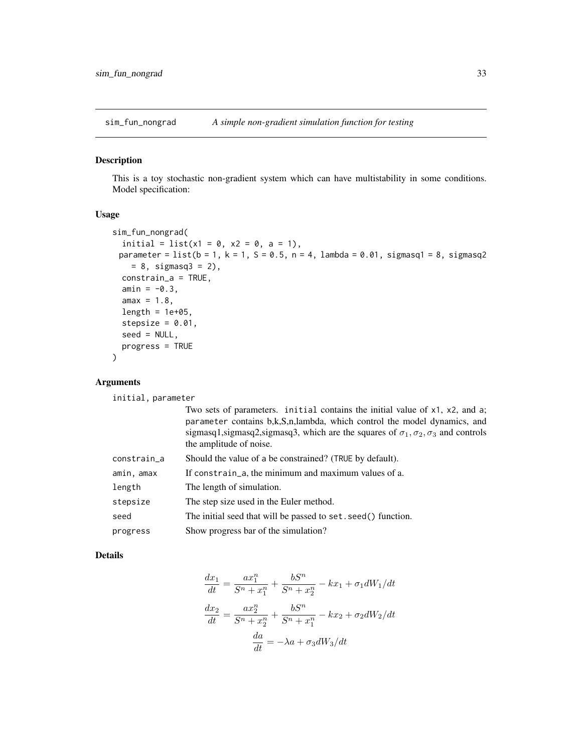# sim_fun_nongrad *A simple non-gradient simulation function for testing*

## Description

This is a toy stochastic non-gradient system which can have multistability in some conditions. Model specification:

## Usage

```
sim_fun_nongrad(
  initial = list(x1 = 0, x2 = 0, a = 1),
  parameter = list(b = 1, k = 1, S = 0.5, n = 4, lambda = 0.01, sigmasq1 = 8, sigmasq2
    = 8, sigmasq3 = 2),
  constrain_a = TRUE,
  amin = -0.3,
  amax = 1.8,
  length = 1e+05,
  stepsize = 0.01,
  seed = NULL,
  progress = TRUE
)
```

## Arguments

| | |
|---|---|
| initial, parameter | Two sets of parameters. initial contains the initial value of x1, x2, and a; parameter contains b,k,S,n,lambda, which control the model dynamics, and sigmasq1,sigmasq2,sigmasq3, which are the squares of $\sigma_1, \sigma_2, \sigma_3$ and controls the amplitude of noise. |
| constrain_a | Should the value of a be constrained? (TRUE by default). |
| amin, amax | If constrain_a, the minimum and maximum values of a. |
| length | The length of simulation. |
| stepsize | The step size used in the Euler method. |
| seed | The initial seed that will be passed to set.seed() function. |
| progress | Show progress bar of the simulation? |

## Details

$$\frac{dx_1}{dt} = \frac{a x_1^n}{S^n + x_1^n} + \frac{b S^n}{S^n + x_2^n} - k x_1 + \sigma_1 dW_1/dt$$

$$\frac{dx_2}{dt} = \frac{a x_2^n}{S^n + x_2^n} + \frac{b S^n}{S^n + x_1^n} - k x_2 + \sigma_2 dW_2/dt$$

$$\frac{da}{dt} = -\lambda a + \sigma_3 dW_3/dt$$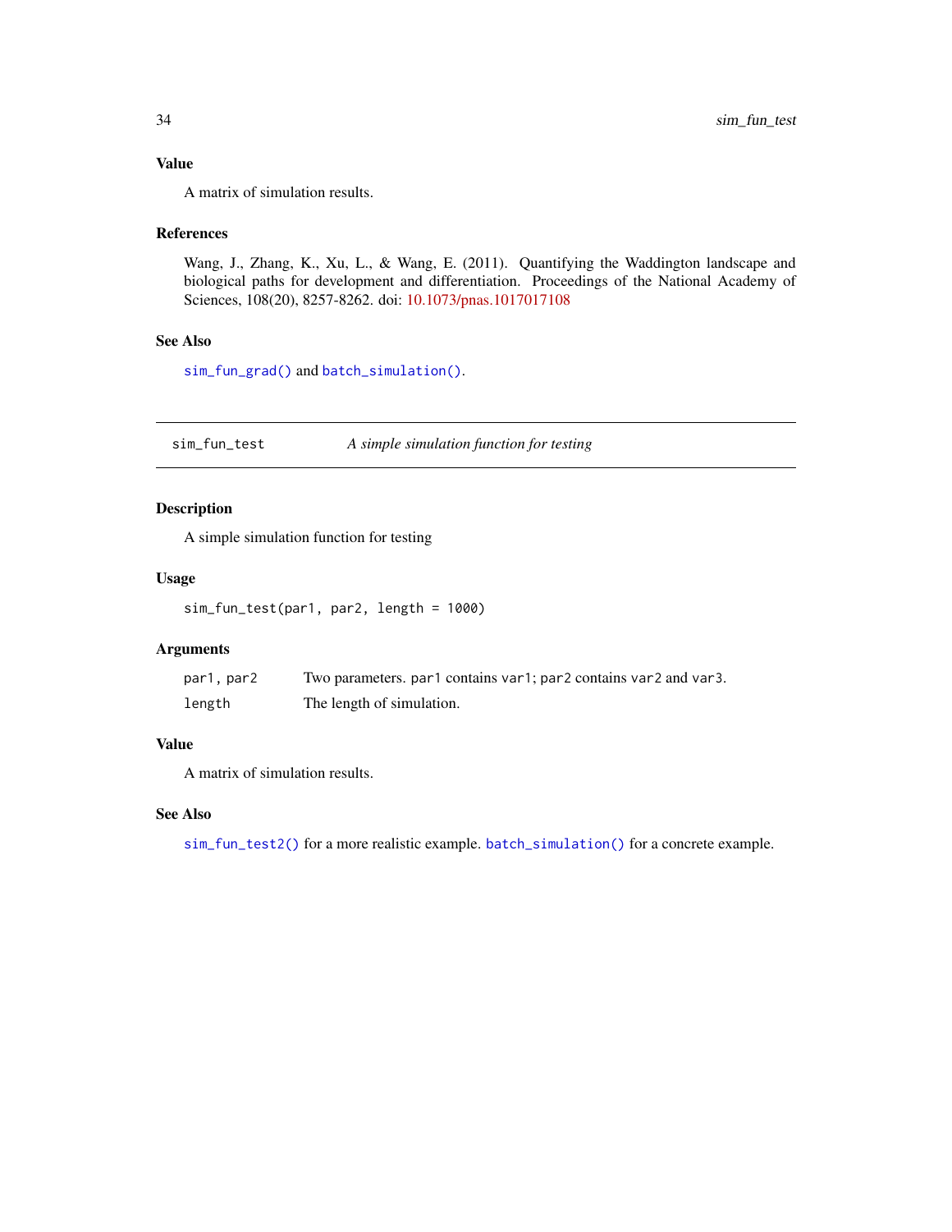### Value

A matrix of simulation results.

### References

Wang, J., Zhang, K., Xu, L., & Wang, E. (2011). Quantifying the Waddington landscape and biological paths for development and differentiation. Proceedings of the National Academy of Sciences, 108(20), 8257-8262. doi: 10.1073/pnas.1017017108

### See Also

`sim_fun_grad()` and `batch_simulation()`.

---

## sim_fun_test — *A simple simulation function for testing*

### Description

A simple simulation function for testing

### Usage

```
sim_fun_test(par1, par2, length = 1000)
```

### Arguments

| | |
|---|---|
| par1, par2 | Two parameters. `par1` contains `var1`; `par2` contains `var2` and `var3`. |
| length | The length of simulation. |

### Value

A matrix of simulation results.

### See Also

`sim_fun_test2()` for a more realistic example. `batch_simulation()` for a concrete example.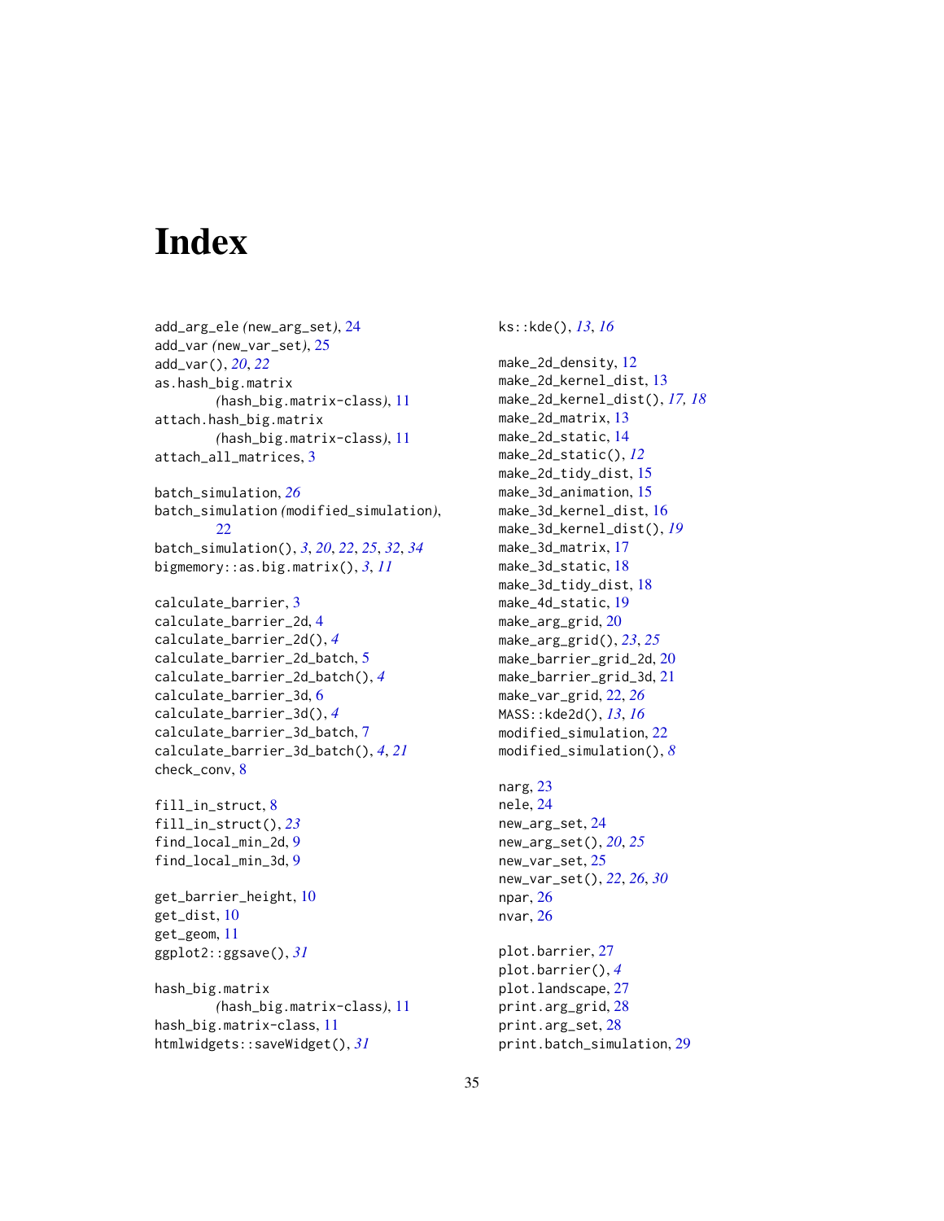# Index

add_arg_ele (new_arg_set), 24
add_var (new_var_set), 25
add_var(), *20*, *22*
as.hash_big.matrix (hash_big.matrix-class), 11
attach.hash_big.matrix (hash_big.matrix-class), 11
attach_all_matrices, 3

batch_simulation, *26*
batch_simulation (modified_simulation), 22
batch_simulation(), *3*, *20*, *22*, *25*, *32*, *34*
bigmemory::as.big.matrix(), *3*, *11*

calculate_barrier, 3
calculate_barrier_2d, 4
calculate_barrier_2d(), *4*
calculate_barrier_2d_batch, 5
calculate_barrier_2d_batch(), *4*
calculate_barrier_3d, 6
calculate_barrier_3d(), *4*
calculate_barrier_3d_batch, 7
calculate_barrier_3d_batch(), *4*, *21*
check_conv, 8

fill_in_struct, 8
fill_in_struct(), *23*
find_local_min_2d, 9
find_local_min_3d, 9

get_barrier_height, 10
get_dist, 10
get_geom, 11
ggplot2::ggsave(), *31*

hash_big.matrix (hash_big.matrix-class), 11
hash_big.matrix-class, 11
htmlwidgets::saveWidget(), *31*

ks::kde(), *13*, *16*

make_2d_density, 12
make_2d_kernel_dist, 13
make_2d_kernel_dist(), *17*, *18*
make_2d_matrix, 13
make_2d_static, 14
make_2d_static(), *12*
make_2d_tidy_dist, 15
make_3d_animation, 15
make_3d_kernel_dist, 16
make_3d_kernel_dist(), *19*
make_3d_matrix, 17
make_3d_static, 18
make_3d_tidy_dist, 18
make_4d_static, 19
make_arg_grid, 20
make_arg_grid(), *23*, *25*
make_barrier_grid_2d, 20
make_barrier_grid_3d, 21
make_var_grid, 22, *26*
MASS::kde2d(), *13*, *16*
modified_simulation, 22
modified_simulation(), *8*

narg, 23
nele, 24
new_arg_set, 24
new_arg_set(), *20*, *25*
new_var_set, 25
new_var_set(), *22*, *26*, *30*
npar, 26
nvar, 26

plot.barrier, 27
plot.barrier(), *4*
plot.landscape, 27
print.arg_grid, 28
print.arg_set, 28
print.batch_simulation, 29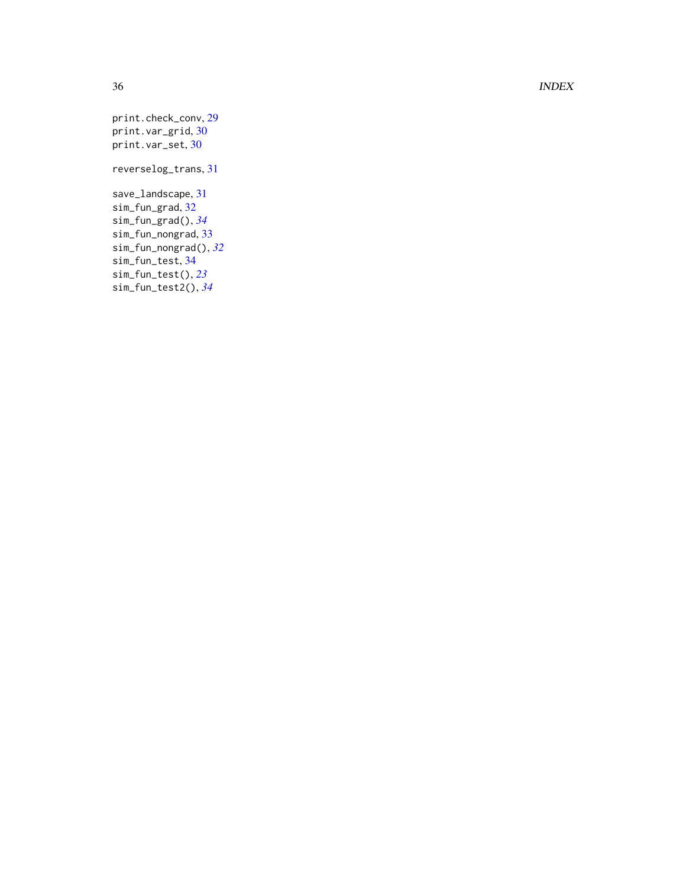print.check_conv, 29
print.var_grid, 30
print.var_set, 30

reverselog_trans, 31

save_landscape, 31
sim_fun_grad, 32
sim_fun_grad(), *34*
sim_fun_nongrad, 33
sim_fun_nongrad(), *32*
sim_fun_test, 34
sim_fun_test(), *23*
sim_fun_test2(), *34*